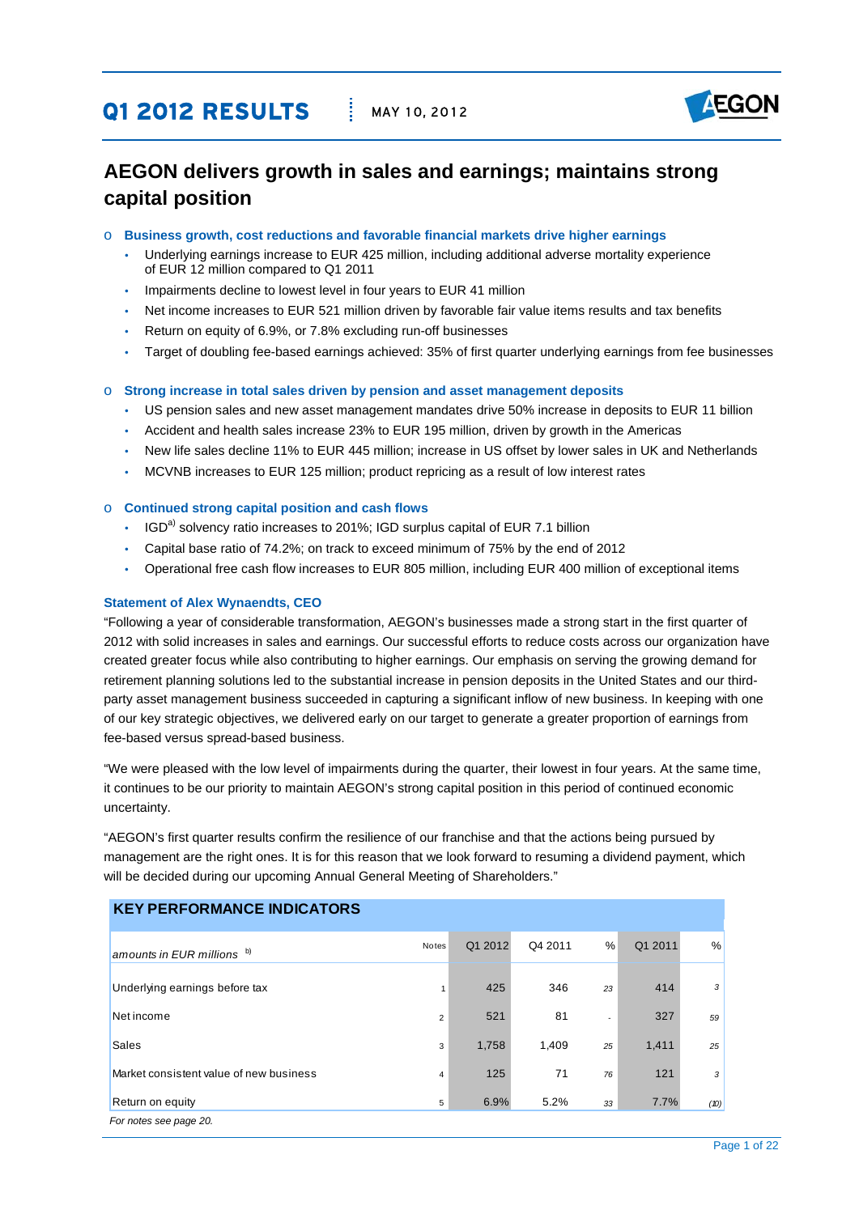# Q1 2012 RESULTS

MAY 10, 2012

# AEGON delivers growth in sales and earnings; maintains strong capital position

- **Business growth, cost reductions and favorable financial markets drive higher earnings**
  - Underlying earnings increase to EUR 425 million, including additional adverse mortality experience of EUR 12 million compared to Q1 2011
  - Impairments decline to lowest level in four years to EUR 41 million
  - Net income increases to EUR 521 million driven by favorable fair value items results and tax benefits
  - Return on equity of 6.9%, or 7.8% excluding run-off businesses
  - Target of doubling fee-based earnings achieved: 35% of first quarter underlying earnings from fee businesses

- **Strong increase in total sales driven by pension and asset management deposits**
  - US pension sales and new asset management mandates drive 50% increase in deposits to EUR 11 billion
  - Accident and health sales increase 23% to EUR 195 million, driven by growth in the Americas
  - New life sales decline 11% to EUR 445 million; increase in US offset by lower sales in UK and Netherlands
  - MCVNB increases to EUR 125 million; product repricing as a result of low interest rates

- **Continued strong capital position and cash flows**
  - IGD[a)] solvency ratio increases to 201%; IGD surplus capital of EUR 7.1 billion
  - Capital base ratio of 74.2%; on track to exceed minimum of 75% by the end of 2012
  - Operational free cash flow increases to EUR 805 million, including EUR 400 million of exceptional items

**Statement of Alex Wynaendts, CEO**

"Following a year of considerable transformation, AEGON's businesses made a strong start in the first quarter of 2012 with solid increases in sales and earnings. Our successful efforts to reduce costs across our organization have created greater focus while also contributing to higher earnings. Our emphasis on serving the growing demand for retirement planning solutions led to the substantial increase in pension deposits in the United States and our third-party asset management business succeeded in capturing a significant inflow of new business. In keeping with one of our key strategic objectives, we delivered early on our target to generate a greater proportion of earnings from fee-based versus spread-based business.

"We were pleased with the low level of impairments during the quarter, their lowest in four years. At the same time, it continues to be our priority to maintain AEGON's strong capital position in this period of continued economic uncertainty.

"AEGON's first quarter results confirm the resilience of our franchise and that the actions being pursued by management are the right ones. It is for this reason that we look forward to resuming a dividend payment, which will be decided during our upcoming Annual General Meeting of Shareholders."

**KEY PERFORMANCE INDICATORS**

| *amounts in EUR millions* [b)] | Notes | Q1 2012 | Q4 2011 | % | Q1 2011 | % |
|---|---|---|---|---|---|---|
| Underlying earnings before tax | 1 | 425 | 346 | 23 | 414 | 3 |
| Net income | 2 | 521 | 81 | - | 327 | 59 |
| Sales | 3 | 1,758 | 1,409 | 25 | 1,411 | 25 |
| Market consistent value of new business | 4 | 125 | 71 | 76 | 121 | 3 |
| Return on equity | 5 | 6.9% | 5.2% | 33 | 7.7% | (10) |

*For notes see page 20.*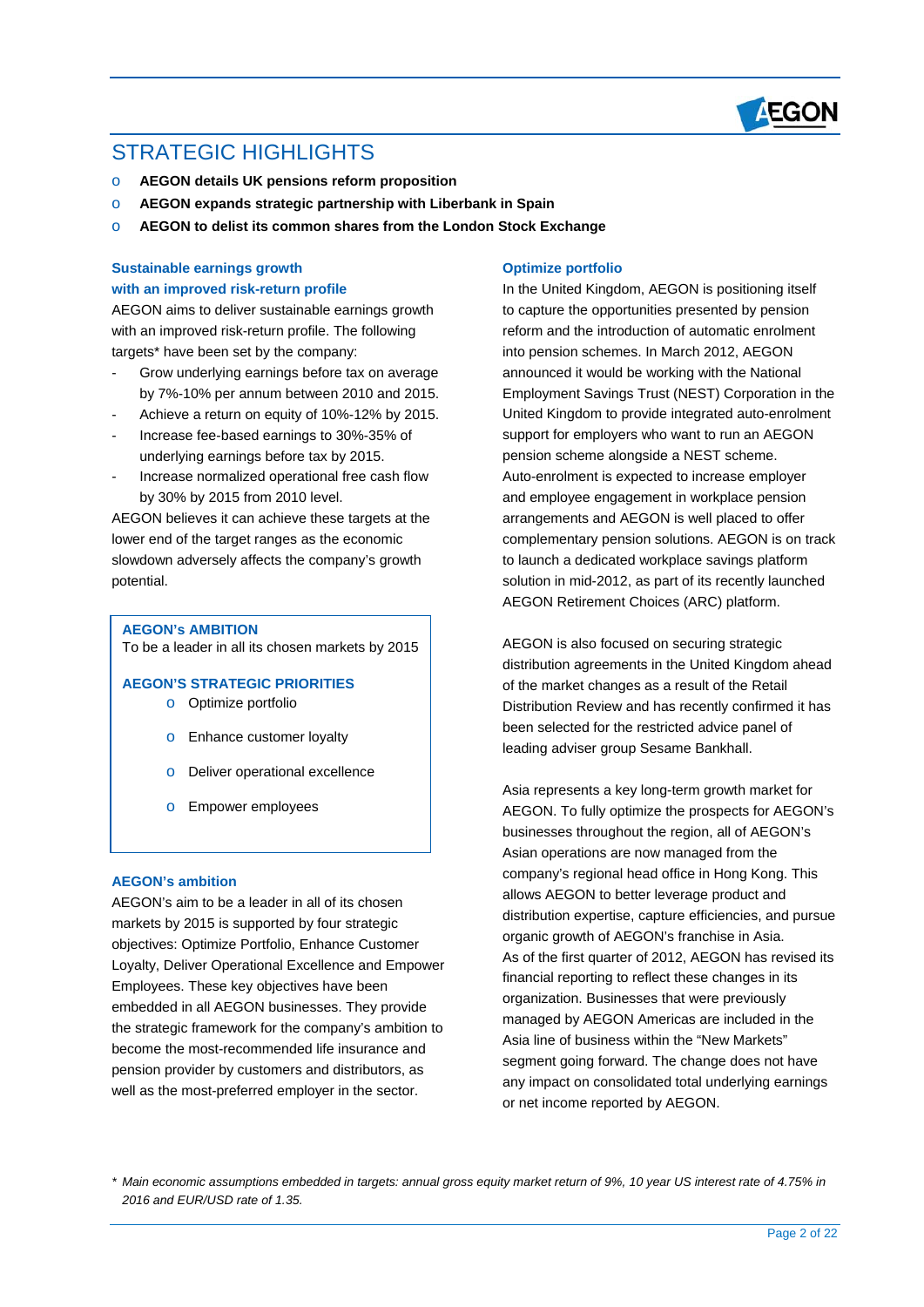# STRATEGIC HIGHLIGHTS

- **AEGON details UK pensions reform proposition**
- **AEGON expands strategic partnership with Liberbank in Spain**
- **AEGON to delist its common shares from the London Stock Exchange**

## Sustainable earnings growth with an improved risk-return profile

AEGON aims to deliver sustainable earnings growth with an improved risk-return profile. The following targets* have been set by the company:

- Grow underlying earnings before tax on average by 7%-10% per annum between 2010 and 2015.
- Achieve a return on equity of 10%-12% by 2015.
- Increase fee-based earnings to 30%-35% of underlying earnings before tax by 2015.
- Increase normalized operational free cash flow by 30% by 2015 from 2010 level.

AEGON believes it can achieve these targets at the lower end of the target ranges as the economic slowdown adversely affects the company's growth potential.

> **AEGON's AMBITION**
> To be a leader in all its chosen markets by 2015
>
> **AEGON'S STRATEGIC PRIORITIES**
> - Optimize portfolio
> - Enhance customer loyalty
> - Deliver operational excellence
> - Empower employees

## AEGON's ambition

AEGON's aim to be a leader in all of its chosen markets by 2015 is supported by four strategic objectives: Optimize Portfolio, Enhance Customer Loyalty, Deliver Operational Excellence and Empower Employees. These key objectives have been embedded in all AEGON businesses. They provide the strategic framework for the company's ambition to become the most-recommended life insurance and pension provider by customers and distributors, as well as the most-preferred employer in the sector.

## Optimize portfolio

In the United Kingdom, AEGON is positioning itself to capture the opportunities presented by pension reform and the introduction of automatic enrolment into pension schemes. In March 2012, AEGON announced it would be working with the National Employment Savings Trust (NEST) Corporation in the United Kingdom to provide integrated auto-enrolment support for employers who want to run an AEGON pension scheme alongside a NEST scheme. Auto-enrolment is expected to increase employer and employee engagement in workplace pension arrangements and AEGON is well placed to offer complementary pension solutions. AEGON is on track to launch a dedicated workplace savings platform solution in mid-2012, as part of its recently launched AEGON Retirement Choices (ARC) platform.

AEGON is also focused on securing strategic distribution agreements in the United Kingdom ahead of the market changes as a result of the Retail Distribution Review and has recently confirmed it has been selected for the restricted advice panel of leading adviser group Sesame Bankhall.

Asia represents a key long-term growth market for AEGON. To fully optimize the prospects for AEGON's businesses throughout the region, all of AEGON's Asian operations are now managed from the company's regional head office in Hong Kong. This allows AEGON to better leverage product and distribution expertise, capture efficiencies, and pursue organic growth of AEGON's franchise in Asia. As of the first quarter of 2012, AEGON has revised its financial reporting to reflect these changes in its organization. Businesses that were previously managed by AEGON Americas are included in the Asia line of business within the "New Markets" segment going forward. The change does not have any impact on consolidated total underlying earnings or net income reported by AEGON.

*\* Main economic assumptions embedded in targets: annual gross equity market return of 9%, 10 year US interest rate of 4.75% in 2016 and EUR/USD rate of 1.35.*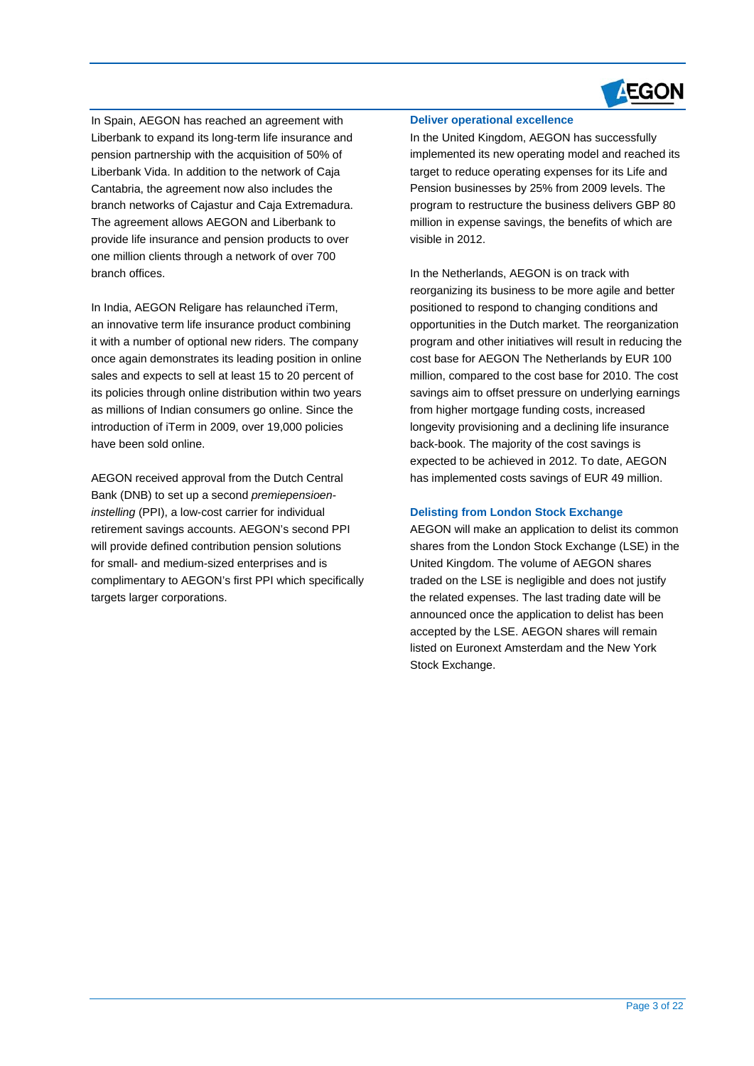In Spain, AEGON has reached an agreement with Liberbank to expand its long-term life insurance and pension partnership with the acquisition of 50% of Liberbank Vida. In addition to the network of Caja Cantabria, the agreement now also includes the branch networks of Cajastur and Caja Extremadura. The agreement allows AEGON and Liberbank to provide life insurance and pension products to over one million clients through a network of over 700 branch offices.

In India, AEGON Religare has relaunched iTerm, an innovative term life insurance product combining it with a number of optional new riders. The company once again demonstrates its leading position in online sales and expects to sell at least 15 to 20 percent of its policies through online distribution within two years as millions of Indian consumers go online. Since the introduction of iTerm in 2009, over 19,000 policies have been sold online.

AEGON received approval from the Dutch Central Bank (DNB) to set up a second *premiepensioen-instelling* (PPI), a low-cost carrier for individual retirement savings accounts. AEGON's second PPI will provide defined contribution pension solutions for small- and medium-sized enterprises and is complimentary to AEGON's first PPI which specifically targets larger corporations.

### Deliver operational excellence

In the United Kingdom, AEGON has successfully implemented its new operating model and reached its target to reduce operating expenses for its Life and Pension businesses by 25% from 2009 levels. The program to restructure the business delivers GBP 80 million in expense savings, the benefits of which are visible in 2012.

In the Netherlands, AEGON is on track with reorganizing its business to be more agile and better positioned to respond to changing conditions and opportunities in the Dutch market. The reorganization program and other initiatives will result in reducing the cost base for AEGON The Netherlands by EUR 100 million, compared to the cost base for 2010. The cost savings aim to offset pressure on underlying earnings from higher mortgage funding costs, increased longevity provisioning and a declining life insurance back-book. The majority of the cost savings is expected to be achieved in 2012. To date, AEGON has implemented costs savings of EUR 49 million.

### Delisting from London Stock Exchange

AEGON will make an application to delist its common shares from the London Stock Exchange (LSE) in the United Kingdom. The volume of AEGON shares traded on the LSE is negligible and does not justify the related expenses. The last trading date will be announced once the application to delist has been accepted by the LSE. AEGON shares will remain listed on Euronext Amsterdam and the New York Stock Exchange.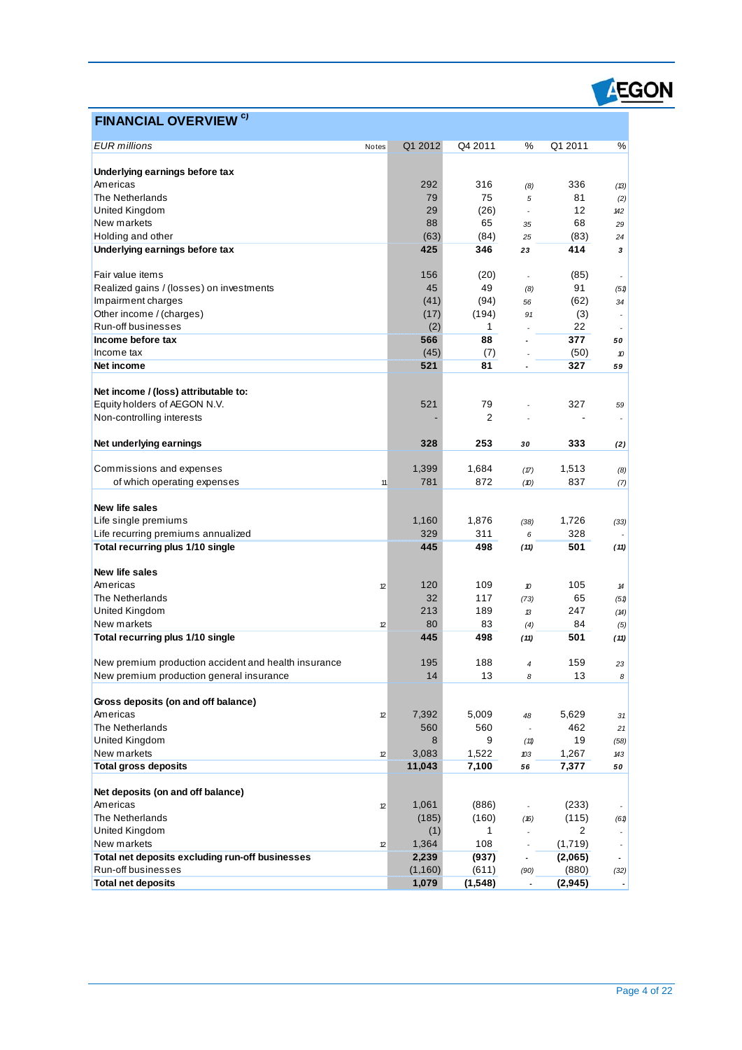## FINANCIAL OVERVIEW [c)]

| EUR millions | Notes | Q1 2012 | Q4 2011 | % | Q1 2011 | % |
|---|---|---|---|---|---|---|
| **Underlying earnings before tax** | | | | | | |
| Americas | | 292 | 316 | (8) | 336 | (13) |
| The Netherlands | | 79 | 75 | 5 | 81 | (2) |
| United Kingdom | | 29 | (26) | - | 12 | 142 |
| New markets | | 88 | 65 | 35 | 68 | 29 |
| Holding and other | | (63) | (84) | 25 | (83) | 24 |
| **Underlying earnings before tax** | | **425** | **346** | **23** | **414** | **3** |
| | | | | | | |
| Fair value items | | 156 | (20) | - | (85) | - |
| Realized gains / (losses) on investments | | 45 | 49 | (8) | 91 | (51) |
| Impairment charges | | (41) | (94) | 56 | (62) | 34 |
| Other income / (charges) | | (17) | (194) | 91 | (3) | - |
| Run-off businesses | | (2) | 1 | - | 22 | - |
| **Income before tax** | | **566** | **88** | **-** | **377** | **50** |
| Income tax | | (45) | (7) | - | (50) | 10 |
| **Net income** | | **521** | **81** | **-** | **327** | **59** |
| | | | | | | |
| **Net income / (loss) attributable to:** | | | | | | |
| Equity holders of AEGON N.V. | | 521 | 79 | - | 327 | 59 |
| Non-controlling interests | | - | 2 | - | - | - |
| | | | | | | |
| **Net underlying earnings** | | **328** | **253** | **30** | **333** | **(2)** |
| | | | | | | |
| Commissions and expenses | | 1,399 | 1,684 | (17) | 1,513 | (8) |
| of which operating expenses | 11 | 781 | 872 | (10) | 837 | (7) |
| | | | | | | |
| **New life sales** | | | | | | |
| Life single premiums | | 1,160 | 1,876 | (38) | 1,726 | (33) |
| Life recurring premiums annualized | | 329 | 311 | 6 | 328 | - |
| **Total recurring plus 1/10 single** | | **445** | **498** | **(11)** | **501** | **(11)** |
| | | | | | | |
| **New life sales** | | | | | | |
| Americas | 12 | 120 | 109 | 10 | 105 | 14 |
| The Netherlands | | 32 | 117 | (73) | 65 | (51) |
| United Kingdom | | 213 | 189 | 13 | 247 | (14) |
| New markets | 12 | 80 | 83 | (4) | 84 | (5) |
| **Total recurring plus 1/10 single** | | **445** | **498** | **(11)** | **501** | **(11)** |
| | | | | | | |
| New premium production accident and health insurance | | 195 | 188 | 4 | 159 | 23 |
| New premium production general insurance | | 14 | 13 | 8 | 13 | 8 |
| | | | | | | |
| **Gross deposits (on and off balance)** | | | | | | |
| Americas | 12 | 7,392 | 5,009 | 48 | 5,629 | 31 |
| The Netherlands | | 560 | 560 | - | 462 | 21 |
| United Kingdom | | 8 | 9 | (11) | 19 | (58) |
| New markets | 12 | 3,083 | 1,522 | 103 | 1,267 | 143 |
| **Total gross deposits** | | **11,043** | **7,100** | **56** | **7,377** | **50** |
| | | | | | | |
| **Net deposits (on and off balance)** | | | | | | |
| Americas | 12 | 1,061 | (886) | - | (233) | - |
| The Netherlands | | (185) | (160) | (16) | (115) | (61) |
| United Kingdom | | (1) | 1 | - | 2 | - |
| New markets | 12 | 1,364 | 108 | - | (1,719) | - |
| **Total net deposits excluding run-off businesses** | | **2,239** | **(937)** | **-** | **(2,065)** | **-** |
| Run-off businesses | | (1,160) | (611) | (90) | (880) | (32) |
| **Total net deposits** | | **1,079** | **(1,548)** | **-** | **(2,945)** | **-** |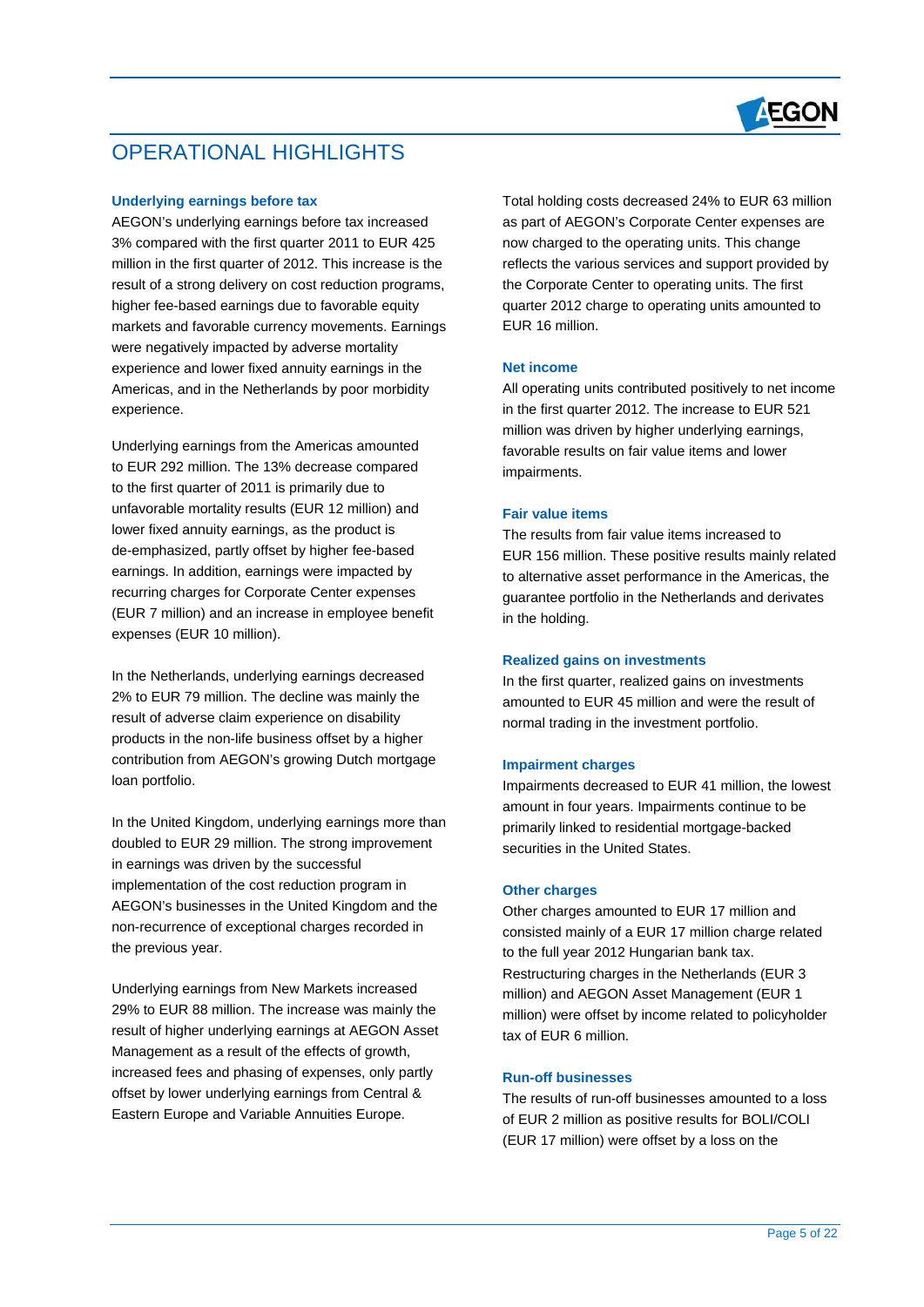# OPERATIONAL HIGHLIGHTS

### Underlying earnings before tax

AEGON's underlying earnings before tax increased 3% compared with the first quarter 2011 to EUR 425 million in the first quarter of 2012. This increase is the result of a strong delivery on cost reduction programs, higher fee-based earnings due to favorable equity markets and favorable currency movements. Earnings were negatively impacted by adverse mortality experience and lower fixed annuity earnings in the Americas, and in the Netherlands by poor morbidity experience.

Underlying earnings from the Americas amounted to EUR 292 million. The 13% decrease compared to the first quarter of 2011 is primarily due to unfavorable mortality results (EUR 12 million) and lower fixed annuity earnings, as the product is de-emphasized, partly offset by higher fee-based earnings. In addition, earnings were impacted by recurring charges for Corporate Center expenses (EUR 7 million) and an increase in employee benefit expenses (EUR 10 million).

In the Netherlands, underlying earnings decreased 2% to EUR 79 million. The decline was mainly the result of adverse claim experience on disability products in the non-life business offset by a higher contribution from AEGON's growing Dutch mortgage loan portfolio.

In the United Kingdom, underlying earnings more than doubled to EUR 29 million. The strong improvement in earnings was driven by the successful implementation of the cost reduction program in AEGON's businesses in the United Kingdom and the non-recurrence of exceptional charges recorded in the previous year.

Underlying earnings from New Markets increased 29% to EUR 88 million. The increase was mainly the result of higher underlying earnings at AEGON Asset Management as a result of the effects of growth, increased fees and phasing of expenses, only partly offset by lower underlying earnings from Central & Eastern Europe and Variable Annuities Europe.

Total holding costs decreased 24% to EUR 63 million as part of AEGON's Corporate Center expenses are now charged to the operating units. This change reflects the various services and support provided by the Corporate Center to operating units. The first quarter 2012 charge to operating units amounted to EUR 16 million.

### Net income

All operating units contributed positively to net income in the first quarter 2012. The increase to EUR 521 million was driven by higher underlying earnings, favorable results on fair value items and lower impairments.

### Fair value items

The results from fair value items increased to EUR 156 million. These positive results mainly related to alternative asset performance in the Americas, the guarantee portfolio in the Netherlands and derivates in the holding.

### Realized gains on investments

In the first quarter, realized gains on investments amounted to EUR 45 million and were the result of normal trading in the investment portfolio.

### Impairment charges

Impairments decreased to EUR 41 million, the lowest amount in four years. Impairments continue to be primarily linked to residential mortgage-backed securities in the United States.

### Other charges

Other charges amounted to EUR 17 million and consisted mainly of a EUR 17 million charge related to the full year 2012 Hungarian bank tax. Restructuring charges in the Netherlands (EUR 3 million) and AEGON Asset Management (EUR 1 million) were offset by income related to policyholder tax of EUR 6 million.

### Run-off businesses

The results of run-off businesses amounted to a loss of EUR 2 million as positive results for BOLI/COLI (EUR 17 million) were offset by a loss on the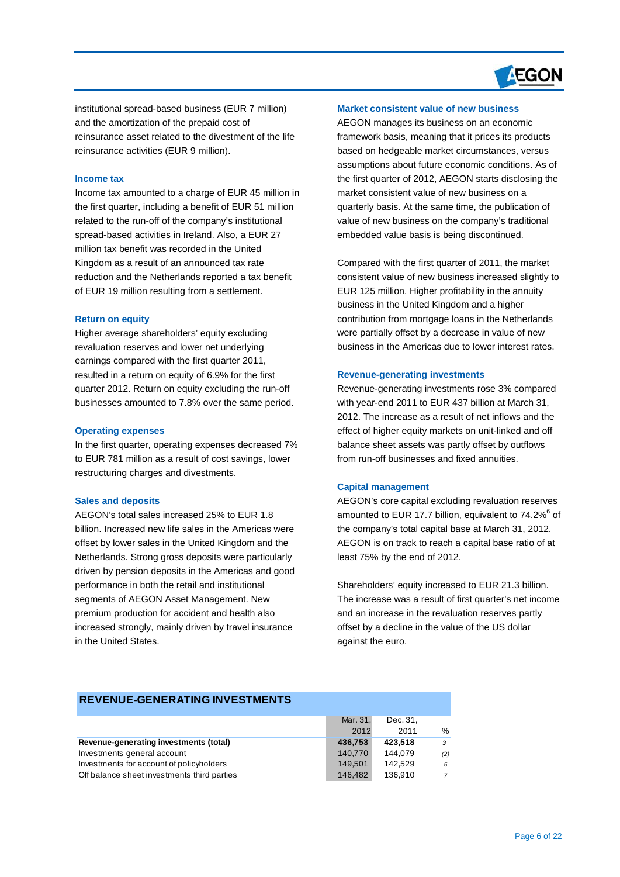institutional spread-based business (EUR 7 million) and the amortization of the prepaid cost of reinsurance asset related to the divestment of the life reinsurance activities (EUR 9 million).

### Income tax

Income tax amounted to a charge of EUR 45 million in the first quarter, including a benefit of EUR 51 million related to the run-off of the company's institutional spread-based activities in Ireland. Also, a EUR 27 million tax benefit was recorded in the United Kingdom as a result of an announced tax rate reduction and the Netherlands reported a tax benefit of EUR 19 million resulting from a settlement.

### Return on equity

Higher average shareholders' equity excluding revaluation reserves and lower net underlying earnings compared with the first quarter 2011, resulted in a return on equity of 6.9% for the first quarter 2012. Return on equity excluding the run-off businesses amounted to 7.8% over the same period.

### Operating expenses

In the first quarter, operating expenses decreased 7% to EUR 781 million as a result of cost savings, lower restructuring charges and divestments.

### Sales and deposits

AEGON's total sales increased 25% to EUR 1.8 billion. Increased new life sales in the Americas were offset by lower sales in the United Kingdom and the Netherlands. Strong gross deposits were particularly driven by pension deposits in the Americas and good performance in both the retail and institutional segments of AEGON Asset Management. New premium production for accident and health also increased strongly, mainly driven by travel insurance in the United States.

### Market consistent value of new business

AEGON manages its business on an economic framework basis, meaning that it prices its products based on hedgeable market circumstances, versus assumptions about future economic conditions. As of the first quarter of 2012, AEGON starts disclosing the market consistent value of new business on a quarterly basis. At the same time, the publication of value of new business on the company's traditional embedded value basis is being discontinued.

Compared with the first quarter of 2011, the market consistent value of new business increased slightly to EUR 125 million. Higher profitability in the annuity business in the United Kingdom and a higher contribution from mortgage loans in the Netherlands were partially offset by a decrease in value of new business in the Americas due to lower interest rates.

### Revenue-generating investments

Revenue-generating investments rose 3% compared with year-end 2011 to EUR 437 billion at March 31, 2012. The increase as a result of net inflows and the effect of higher equity markets on unit-linked and off balance sheet assets was partly offset by outflows from run-off businesses and fixed annuities.

### Capital management

AEGON's core capital excluding revaluation reserves amounted to EUR 17.7 billion, equivalent to 74.2%[6] of the company's total capital base at March 31, 2012. AEGON is on track to reach a capital base ratio of at least 75% by the end of 2012.

Shareholders' equity increased to EUR 21.3 billion. The increase was a result of first quarter's net income and an increase in the revaluation reserves partly offset by a decline in the value of the US dollar against the euro.

### REVENUE-GENERATING INVESTMENTS

| | Mar. 31, 2012 | Dec. 31, 2011 | % |
|---|---|---|---|
| **Revenue-generating investments (total)** | **436,753** | **423,518** | *3* |
| Investments general account | 140,770 | 144,079 | *(2)* |
| Investments for account of policyholders | 149,501 | 142,529 | *5* |
| Off balance sheet investments third parties | 146,482 | 136,910 | *7* |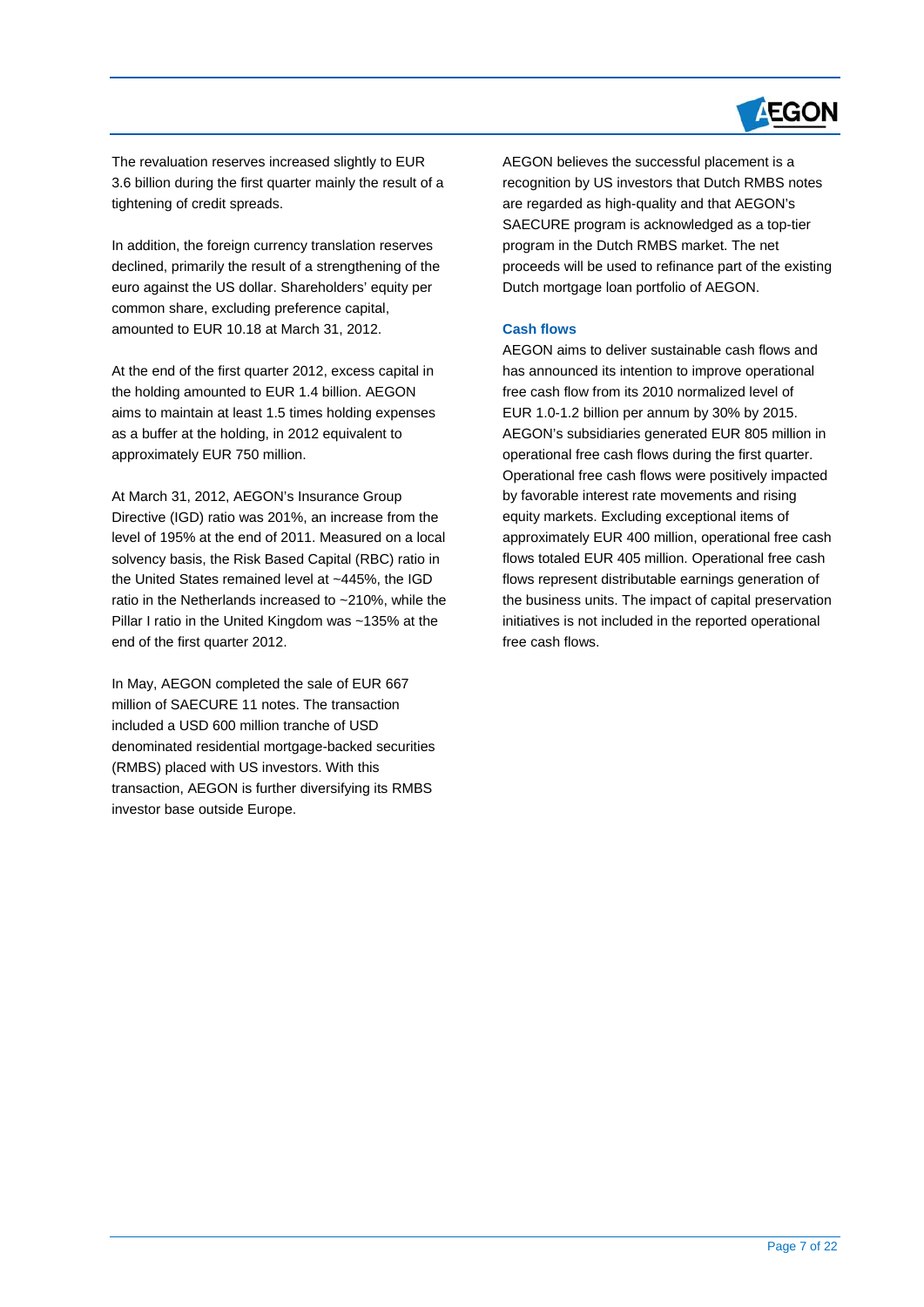The revaluation reserves increased slightly to EUR 3.6 billion during the first quarter mainly the result of a tightening of credit spreads.

In addition, the foreign currency translation reserves declined, primarily the result of a strengthening of the euro against the US dollar. Shareholders' equity per common share, excluding preference capital, amounted to EUR 10.18 at March 31, 2012.

At the end of the first quarter 2012, excess capital in the holding amounted to EUR 1.4 billion. AEGON aims to maintain at least 1.5 times holding expenses as a buffer at the holding, in 2012 equivalent to approximately EUR 750 million.

At March 31, 2012, AEGON's Insurance Group Directive (IGD) ratio was 201%, an increase from the level of 195% at the end of 2011. Measured on a local solvency basis, the Risk Based Capital (RBC) ratio in the United States remained level at ~445%, the IGD ratio in the Netherlands increased to ~210%, while the Pillar I ratio in the United Kingdom was ~135% at the end of the first quarter 2012.

In May, AEGON completed the sale of EUR 667 million of SAECURE 11 notes. The transaction included a USD 600 million tranche of USD denominated residential mortgage-backed securities (RMBS) placed with US investors. With this transaction, AEGON is further diversifying its RMBS investor base outside Europe.

AEGON believes the successful placement is a recognition by US investors that Dutch RMBS notes are regarded as high-quality and that AEGON's SAECURE program is acknowledged as a top-tier program in the Dutch RMBS market. The net proceeds will be used to refinance part of the existing Dutch mortgage loan portfolio of AEGON.

### Cash flows

AEGON aims to deliver sustainable cash flows and has announced its intention to improve operational free cash flow from its 2010 normalized level of EUR 1.0-1.2 billion per annum by 30% by 2015. AEGON's subsidiaries generated EUR 805 million in operational free cash flows during the first quarter. Operational free cash flows were positively impacted by favorable interest rate movements and rising equity markets. Excluding exceptional items of approximately EUR 400 million, operational free cash flows totaled EUR 405 million. Operational free cash flows represent distributable earnings generation of the business units. The impact of capital preservation initiatives is not included in the reported operational free cash flows.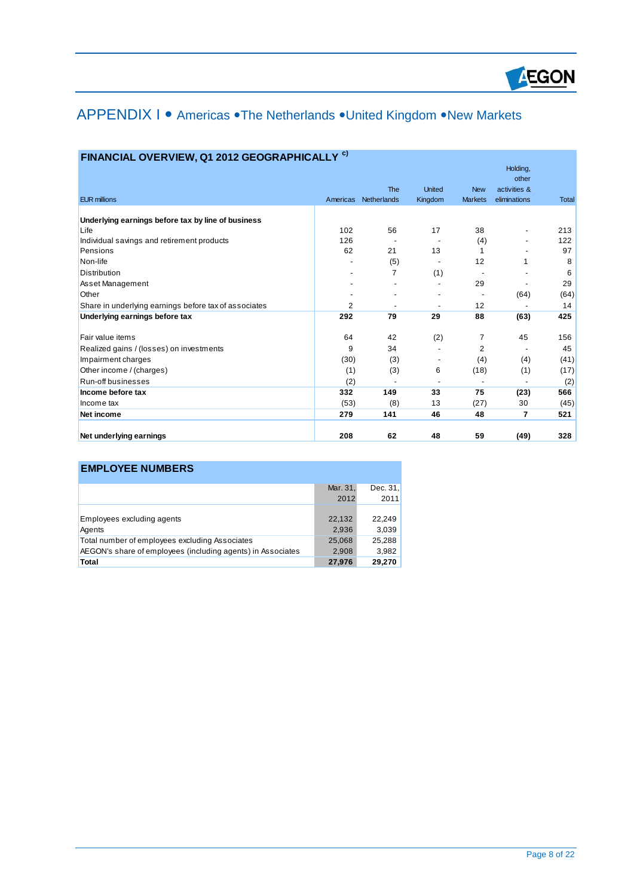# APPENDIX I • Americas •The Netherlands •United Kingdom •New Markets

## FINANCIAL OVERVIEW, Q1 2012 GEOGRAPHICALLY c)

| EUR millions | Americas | The Netherlands | United Kingdom | New Markets | Holding, other activities & eliminations | Total |
|---|---|---|---|---|---|---|
| **Underlying earnings before tax by line of business** | | | | | | |
| Life | 102 | 56 | 17 | 38 | - | 213 |
| Individual savings and retirement products | 126 | - | - | (4) | - | 122 |
| Pensions | 62 | 21 | 13 | 1 | - | 97 |
| Non-life | - | (5) | - | 12 | 1 | 8 |
| Distribution | - | 7 | (1) | - | - | 6 |
| Asset Management | - | - | - | 29 | - | 29 |
| Other | - | - | - | - | (64) | (64) |
| Share in underlying earnings before tax of associates | 2 | - | - | 12 | - | 14 |
| **Underlying earnings before tax** | **292** | **79** | **29** | **88** | **(63)** | **425** |
| | | | | | | |
| Fair value items | 64 | 42 | (2) | 7 | 45 | 156 |
| Realized gains / (losses) on investments | 9 | 34 | - | 2 | - | 45 |
| Impairment charges | (30) | (3) | - | (4) | (4) | (41) |
| Other income / (charges) | (1) | (3) | 6 | (18) | (1) | (17) |
| Run-off businesses | (2) | - | - | - | - | (2) |
| **Income before tax** | **332** | **149** | **33** | **75** | **(23)** | **566** |
| Income tax | (53) | (8) | 13 | (27) | 30 | (45) |
| **Net income** | **279** | **141** | **46** | **48** | **7** | **521** |
| | | | | | | |
| **Net underlying earnings** | **208** | **62** | **48** | **59** | **(49)** | **328** |

## EMPLOYEE NUMBERS

| | Mar. 31, 2012 | Dec. 31, 2011 |
|---|---|---|
| Employees excluding agents | 22,132 | 22,249 |
| Agents | 2,936 | 3,039 |
| Total number of employees excluding Associates | 25,068 | 25,288 |
| AEGON's share of employees (including agents) in Associates | 2,908 | 3,982 |
| **Total** | **27,976** | **29,270** |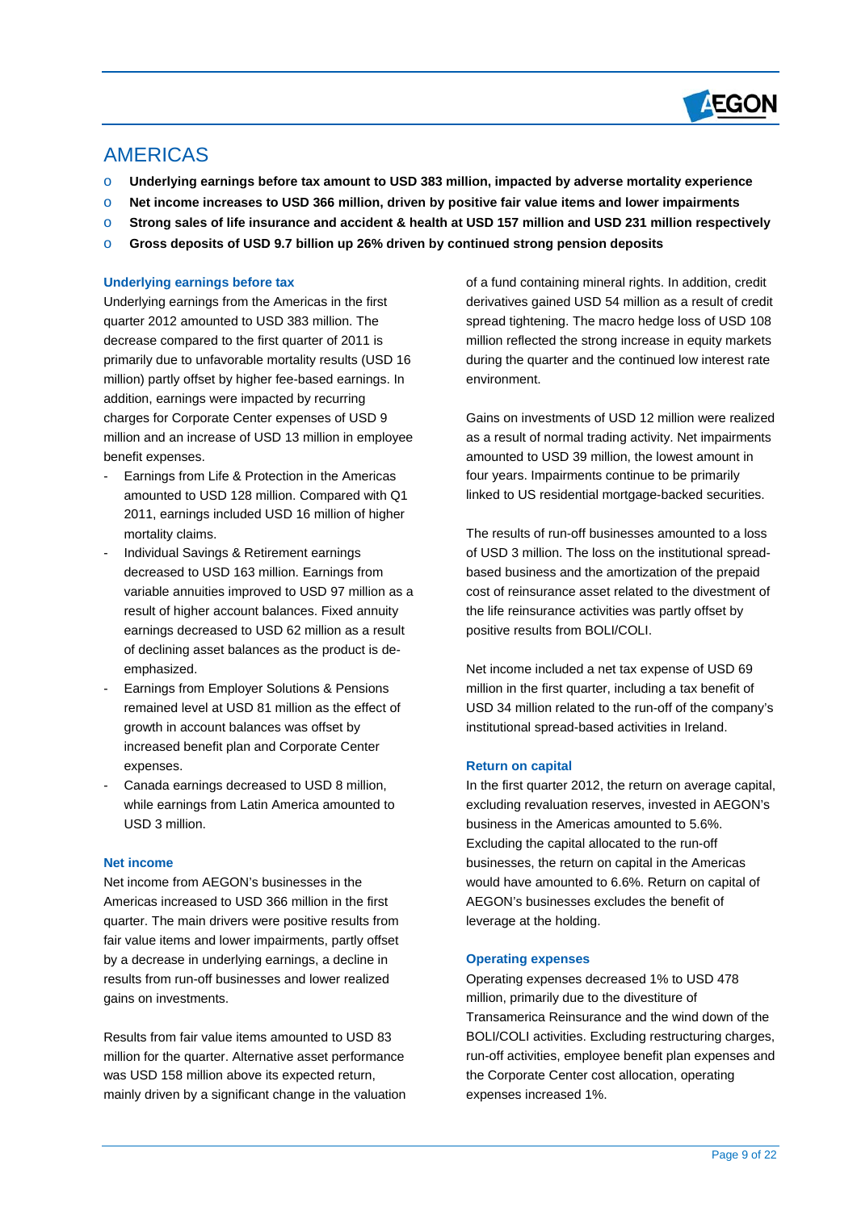## AMERICAS

- **Underlying earnings before tax amount to USD 383 million, impacted by adverse mortality experience**
- **Net income increases to USD 366 million, driven by positive fair value items and lower impairments**
- **Strong sales of life insurance and accident & health at USD 157 million and USD 231 million respectively**
- **Gross deposits of USD 9.7 billion up 26% driven by continued strong pension deposits**

### Underlying earnings before tax

Underlying earnings from the Americas in the first quarter 2012 amounted to USD 383 million. The decrease compared to the first quarter of 2011 is primarily due to unfavorable mortality results (USD 16 million) partly offset by higher fee-based earnings. In addition, earnings were impacted by recurring charges for Corporate Center expenses of USD 9 million and an increase of USD 13 million in employee benefit expenses.

- Earnings from Life & Protection in the Americas amounted to USD 128 million. Compared with Q1 2011, earnings included USD 16 million of higher mortality claims.
- Individual Savings & Retirement earnings decreased to USD 163 million. Earnings from variable annuities improved to USD 97 million as a result of higher account balances. Fixed annuity earnings decreased to USD 62 million as a result of declining asset balances as the product is de-emphasized.
- Earnings from Employer Solutions & Pensions remained level at USD 81 million as the effect of growth in account balances was offset by increased benefit plan and Corporate Center expenses.
- Canada earnings decreased to USD 8 million, while earnings from Latin America amounted to USD 3 million.

### Net income

Net income from AEGON's businesses in the Americas increased to USD 366 million in the first quarter. The main drivers were positive results from fair value items and lower impairments, partly offset by a decrease in underlying earnings, a decline in results from run-off businesses and lower realized gains on investments.

Results from fair value items amounted to USD 83 million for the quarter. Alternative asset performance was USD 158 million above its expected return, mainly driven by a significant change in the valuation of a fund containing mineral rights. In addition, credit derivatives gained USD 54 million as a result of credit spread tightening. The macro hedge loss of USD 108 million reflected the strong increase in equity markets during the quarter and the continued low interest rate environment.

Gains on investments of USD 12 million were realized as a result of normal trading activity. Net impairments amounted to USD 39 million, the lowest amount in four years. Impairments continue to be primarily linked to US residential mortgage-backed securities.

The results of run-off businesses amounted to a loss of USD 3 million. The loss on the institutional spread-based business and the amortization of the prepaid cost of reinsurance asset related to the divestment of the life reinsurance activities was partly offset by positive results from BOLI/COLI.

Net income included a net tax expense of USD 69 million in the first quarter, including a tax benefit of USD 34 million related to the run-off of the company's institutional spread-based activities in Ireland.

### Return on capital

In the first quarter 2012, the return on average capital, excluding revaluation reserves, invested in AEGON's business in the Americas amounted to 5.6%. Excluding the capital allocated to the run-off businesses, the return on capital in the Americas would have amounted to 6.6%. Return on capital of AEGON's businesses excludes the benefit of leverage at the holding.

### Operating expenses

Operating expenses decreased 1% to USD 478 million, primarily due to the divestiture of Transamerica Reinsurance and the wind down of the BOLI/COLI activities. Excluding restructuring charges, run-off activities, employee benefit plan expenses and the Corporate Center cost allocation, operating expenses increased 1%.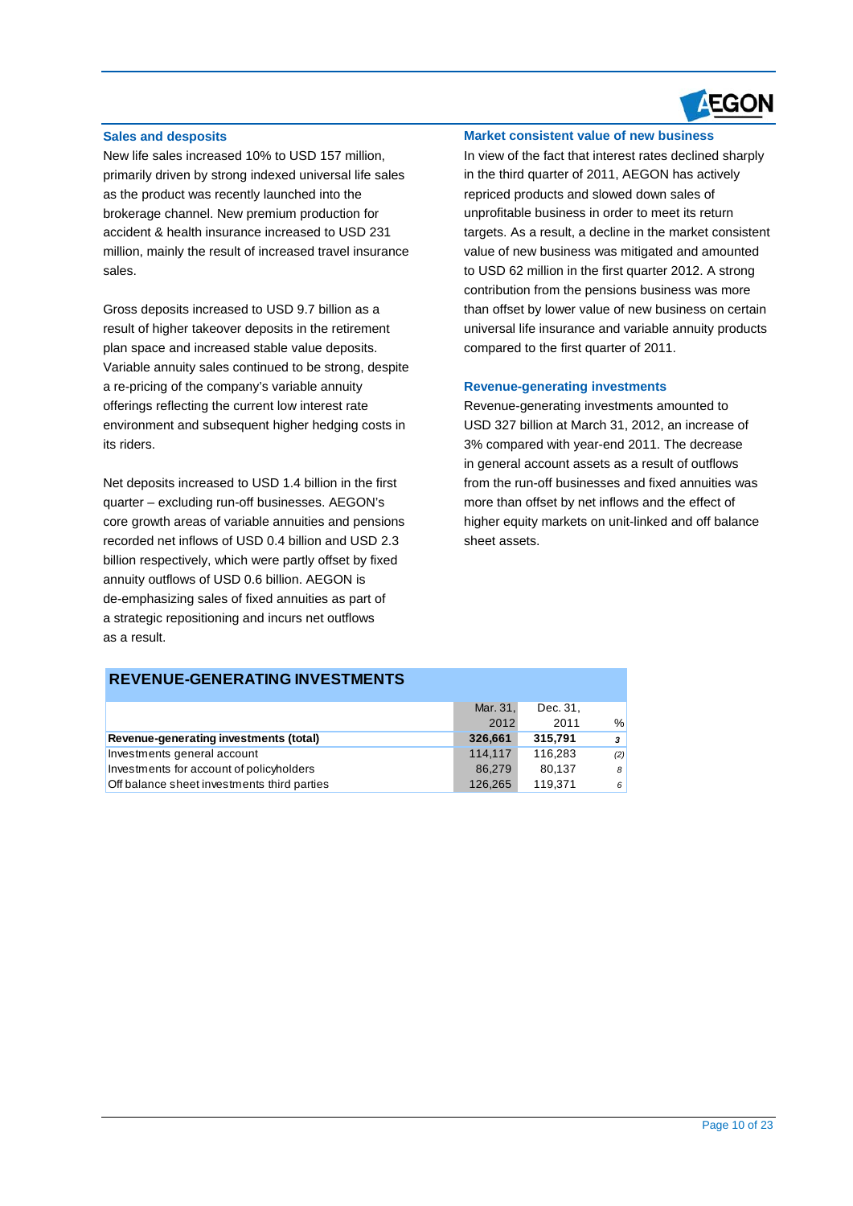### Sales and desposits

New life sales increased 10% to USD 157 million, primarily driven by strong indexed universal life sales as the product was recently launched into the brokerage channel. New premium production for accident & health insurance increased to USD 231 million, mainly the result of increased travel insurance sales.

Gross deposits increased to USD 9.7 billion as a result of higher takeover deposits in the retirement plan space and increased stable value deposits. Variable annuity sales continued to be strong, despite a re-pricing of the company's variable annuity offerings reflecting the current low interest rate environment and subsequent higher hedging costs in its riders.

Net deposits increased to USD 1.4 billion in the first quarter – excluding run-off businesses. AEGON's core growth areas of variable annuities and pensions recorded net inflows of USD 0.4 billion and USD 2.3 billion respectively, which were partly offset by fixed annuity outflows of USD 0.6 billion. AEGON is de-emphasizing sales of fixed annuities as part of a strategic repositioning and incurs net outflows as a result.

### Market consistent value of new business

In view of the fact that interest rates declined sharply in the third quarter of 2011, AEGON has actively repriced products and slowed down sales of unprofitable business in order to meet its return targets. As a result, a decline in the market consistent value of new business was mitigated and amounted to USD 62 million in the first quarter 2012. A strong contribution from the pensions business was more than offset by lower value of new business on certain universal life insurance and variable annuity products compared to the first quarter of 2011.

### Revenue-generating investments

Revenue-generating investments amounted to USD 327 billion at March 31, 2012, an increase of 3% compared with year-end 2011. The decrease in general account assets as a result of outflows from the run-off businesses and fixed annuities was more than offset by net inflows and the effect of higher equity markets on unit-linked and off balance sheet assets.

## REVENUE-GENERATING INVESTMENTS

| | Mar. 31, 2012 | Dec. 31, 2011 | % |
|---|---|---|---|
| **Revenue-generating investments (total)** | **326,661** | **315,791** | **3** |
| Investments general account | 114,117 | 116,283 | (2) |
| Investments for account of policyholders | 86,279 | 80,137 | 8 |
| Off balance sheet investments third parties | 126,265 | 119,371 | 6 |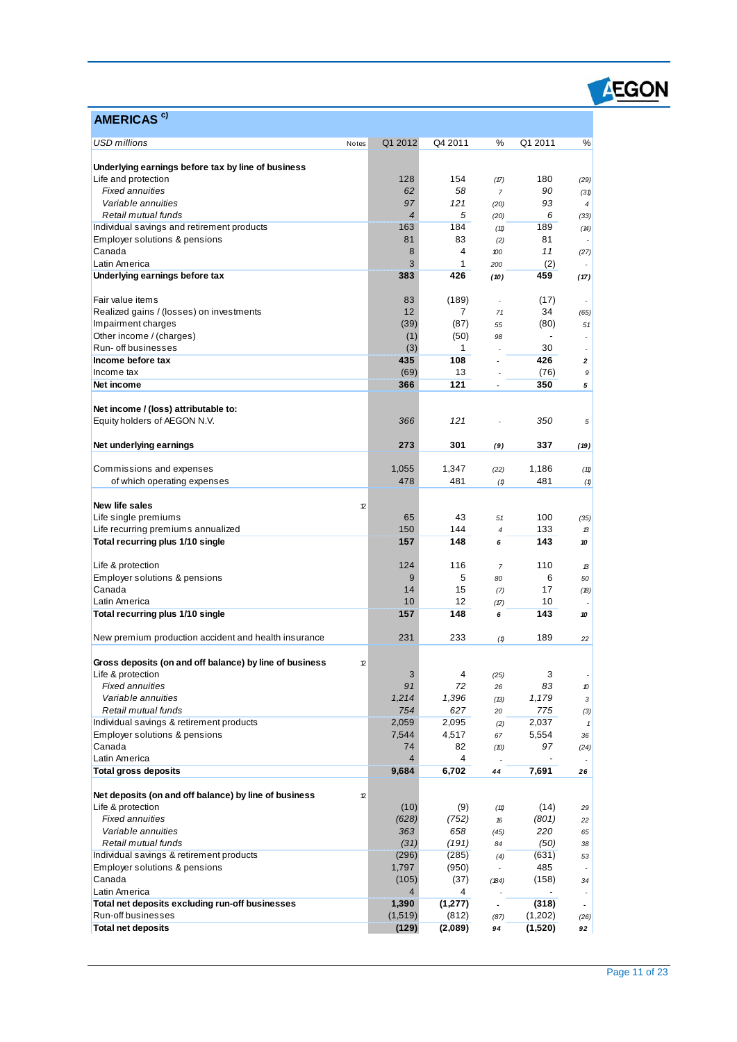## AMERICAS [c)]

| USD millions | Notes | Q1 2012 | Q4 2011 | % | Q1 2011 | % |
|---|---|---|---|---|---|---|
| **Underlying earnings before tax by line of business** | | | | | | |
| Life and protection | | 128 | 154 | (17) | 180 | (29) |
| *Fixed annuities* | | *62* | *58* | 7 | *90* | (31) |
| *Variable annuities* | | *97* | *121* | (20) | *93* | 4 |
| *Retail mutual funds* | | *4* | *5* | (20) | *6* | (33) |
| Individual savings and retirement products | | 163 | 184 | (11) | 189 | (14) |
| Employer solutions & pensions | | 81 | 83 | (2) | 81 | - |
| Canada | | 8 | 4 | 100 | 11 | (27) |
| Latin America | | 3 | 1 | 200 | (2) | - |
| **Underlying earnings before tax** | | **383** | **426** | **(10)** | **459** | **(17)** |
| | | | | | | |
| Fair value items | | 83 | (189) | - | (17) | - |
| Realized gains / (losses) on investments | | 12 | 7 | 71 | 34 | (65) |
| Impairment charges | | (39) | (87) | 55 | (80) | 51 |
| Other income / (charges) | | (1) | (50) | 98 | - | - |
| Run- off businesses | | (3) | 1 | - | 30 | - |
| **Income before tax** | | **435** | **108** | **-** | **426** | **2** |
| Income tax | | (69) | 13 | - | (76) | 9 |
| **Net income** | | **366** | **121** | **-** | **350** | **5** |
| | | | | | | |
| **Net income / (loss) attributable to:** | | | | | | |
| Equity holders of AEGON N.V. | | *366* | *121* | - | *350* | 5 |
| | | | | | | |
| **Net underlying earnings** | | **273** | **301** | **(9)** | **337** | **(19)** |
| | | | | | | |
| Commissions and expenses | | 1,055 | 1,347 | (22) | 1,186 | (11) |
| of which operating expenses | | 478 | 481 | (1) | 481 | (1) |
| | | | | | | |
| **New life sales** | 12 | | | | | |
| Life single premiums | | 65 | 43 | 51 | 100 | (35) |
| Life recurring premiums annualized | | 150 | 144 | 4 | 133 | 13 |
| **Total recurring plus 1/10 single** | | **157** | **148** | **6** | **143** | **10** |
| | | | | | | |
| Life & protection | | 124 | 116 | 7 | 110 | 13 |
| Employer solutions & pensions | | 9 | 5 | 80 | 6 | 50 |
| Canada | | 14 | 15 | (7) | 17 | (18) |
| Latin America | | 10 | 12 | (17) | 10 | - |
| **Total recurring plus 1/10 single** | | **157** | **148** | **6** | **143** | **10** |
| | | | | | | |
| New premium production accident and health insurance | | 231 | 233 | (1) | 189 | 22 |
| | | | | | | |
| **Gross deposits (on and off balance) by line of business** | 12 | | | | | |
| Life & protection | | 3 | 4 | (25) | 3 | - |
| *Fixed annuities* | | *91* | *72* | 26 | *83* | 10 |
| *Variable annuities* | | *1,214* | *1,396* | (13) | *1,179* | 3 |
| *Retail mutual funds* | | *754* | *627* | 20 | *775* | (3) |
| Individual savings & retirement products | | 2,059 | 2,095 | (2) | 2,037 | 1 |
| Employer solutions & pensions | | 7,544 | 4,517 | 67 | 5,554 | 36 |
| Canada | | 74 | 82 | (10) | 97 | (24) |
| Latin America | | 4 | 4 | - | - | - |
| **Total gross deposits** | | **9,684** | **6,702** | **44** | **7,691** | **26** |
| | | | | | | |
| **Net deposits (on and off balance) by line of business** | 12 | | | | | |
| Life & protection | | (10) | (9) | (11) | (14) | 29 |
| *Fixed annuities* | | *(628)* | *(752)* | 16 | *(801)* | 22 |
| *Variable annuities* | | *363* | *658* | (45) | *220* | 65 |
| *Retail mutual funds* | | *(31)* | *(191)* | 84 | *(50)* | 38 |
| Individual savings & retirement products | | (296) | (285) | (4) | (631) | 53 |
| Employer solutions & pensions | | 1,797 | (950) | - | 485 | - |
| Canada | | (105) | (37) | (184) | (158) | 34 |
| Latin America | | 4 | 4 | - | - | - |
| **Total net deposits excluding run-off businesses** | | **1,390** | **(1,277)** | **-** | **(318)** | **-** |
| Run-off businesses | | (1,519) | (812) | (87) | (1,202) | (26) |
| **Total net deposits** | | **(129)** | **(2,089)** | **94** | **(1,520)** | **92** |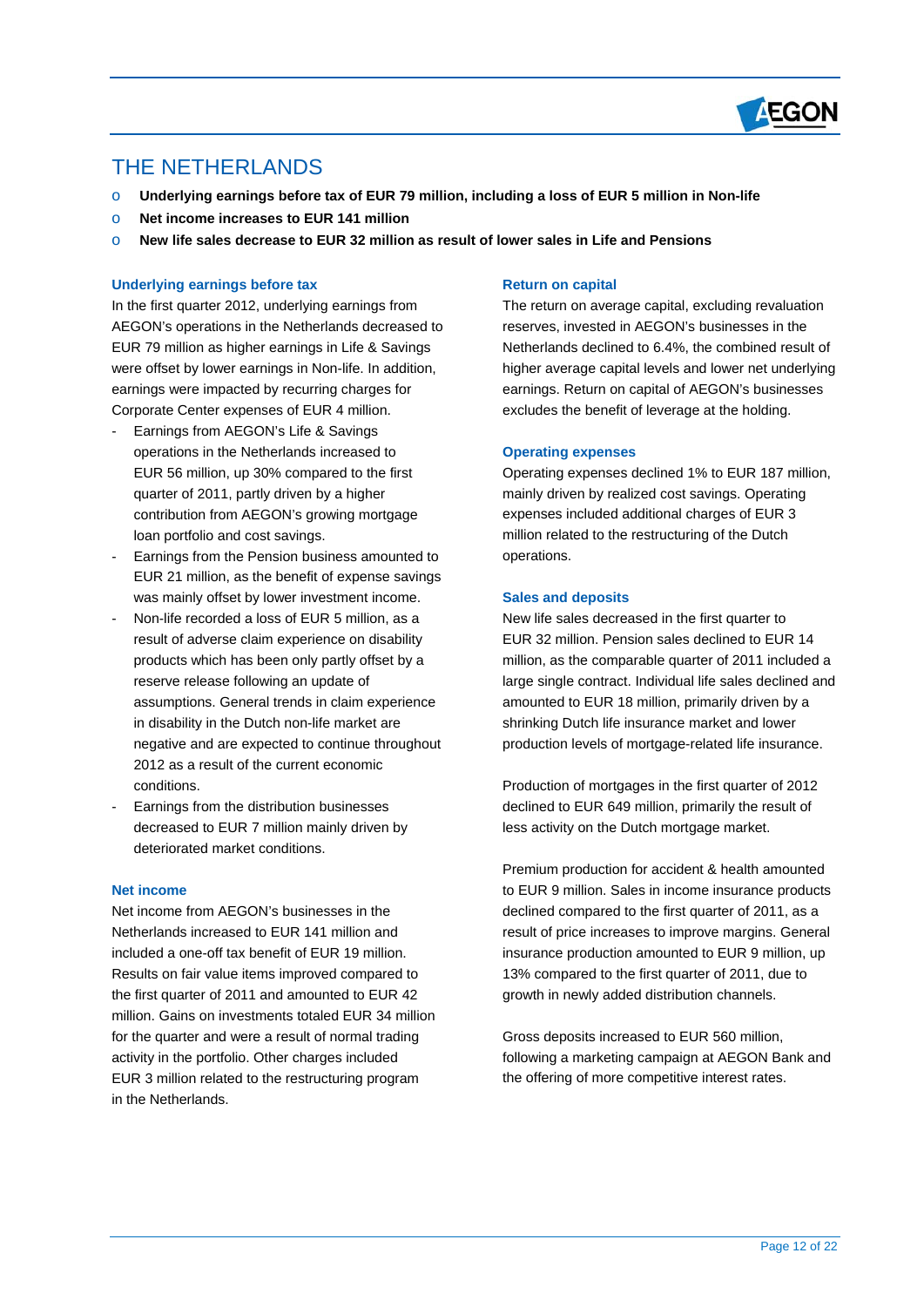# THE NETHERLANDS

- **Underlying earnings before tax of EUR 79 million, including a loss of EUR 5 million in Non-life**
- **Net income increases to EUR 141 million**
- **New life sales decrease to EUR 32 million as result of lower sales in Life and Pensions**

### Underlying earnings before tax

In the first quarter 2012, underlying earnings from AEGON's operations in the Netherlands decreased to EUR 79 million as higher earnings in Life & Savings were offset by lower earnings in Non-life. In addition, earnings were impacted by recurring charges for Corporate Center expenses of EUR 4 million.

- Earnings from AEGON's Life & Savings operations in the Netherlands increased to EUR 56 million, up 30% compared to the first quarter of 2011, partly driven by a higher contribution from AEGON's growing mortgage loan portfolio and cost savings.
- Earnings from the Pension business amounted to EUR 21 million, as the benefit of expense savings was mainly offset by lower investment income.
- Non-life recorded a loss of EUR 5 million, as a result of adverse claim experience on disability products which has been only partly offset by a reserve release following an update of assumptions. General trends in claim experience in disability in the Dutch non-life market are negative and are expected to continue throughout 2012 as a result of the current economic conditions.
- Earnings from the distribution businesses decreased to EUR 7 million mainly driven by deteriorated market conditions.

### Net income

Net income from AEGON's businesses in the Netherlands increased to EUR 141 million and included a one-off tax benefit of EUR 19 million. Results on fair value items improved compared to the first quarter of 2011 and amounted to EUR 42 million. Gains on investments totaled EUR 34 million for the quarter and were a result of normal trading activity in the portfolio. Other charges included EUR 3 million related to the restructuring program in the Netherlands.

### Return on capital

The return on average capital, excluding revaluation reserves, invested in AEGON's businesses in the Netherlands declined to 6.4%, the combined result of higher average capital levels and lower net underlying earnings. Return on capital of AEGON's businesses excludes the benefit of leverage at the holding.

### Operating expenses

Operating expenses declined 1% to EUR 187 million, mainly driven by realized cost savings. Operating expenses included additional charges of EUR 3 million related to the restructuring of the Dutch operations.

### Sales and deposits

New life sales decreased in the first quarter to EUR 32 million. Pension sales declined to EUR 14 million, as the comparable quarter of 2011 included a large single contract. Individual life sales declined and amounted to EUR 18 million, primarily driven by a shrinking Dutch life insurance market and lower production levels of mortgage-related life insurance.

Production of mortgages in the first quarter of 2012 declined to EUR 649 million, primarily the result of less activity on the Dutch mortgage market.

Premium production for accident & health amounted to EUR 9 million. Sales in income insurance products declined compared to the first quarter of 2011, as a result of price increases to improve margins. General insurance production amounted to EUR 9 million, up 13% compared to the first quarter of 2011, due to growth in newly added distribution channels.

Gross deposits increased to EUR 560 million, following a marketing campaign at AEGON Bank and the offering of more competitive interest rates.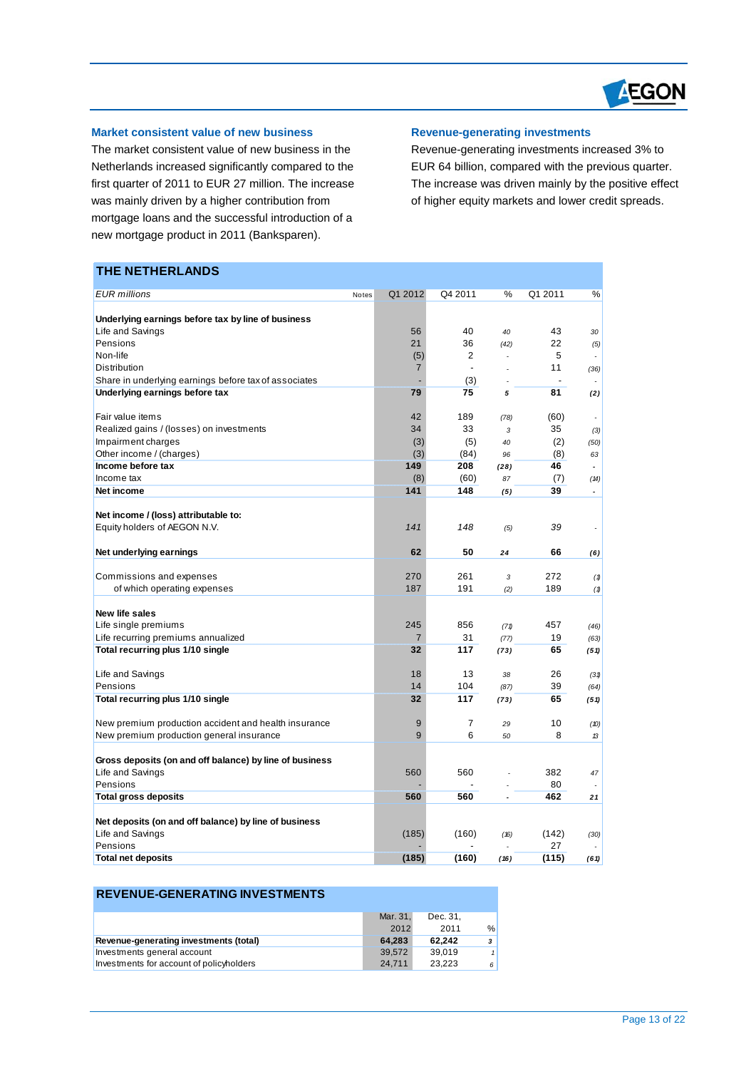### Market consistent value of new business

The market consistent value of new business in the Netherlands increased significantly compared to the first quarter of 2011 to EUR 27 million. The increase was mainly driven by a higher contribution from mortgage loans and the successful introduction of a new mortgage product in 2011 (Banksparen).

### Revenue-generating investments

Revenue-generating investments increased 3% to EUR 64 billion, compared with the previous quarter. The increase was driven mainly by the positive effect of higher equity markets and lower credit spreads.

## THE NETHERLANDS

| *EUR millions* | Notes | Q1 2012 | Q4 2011 | % | Q1 2011 | % |
|---|---|---|---|---|---|---|
| **Underlying earnings before tax by line of business** | | | | | | |
| Life and Savings | | 56 | 40 | *40* | 43 | *30* |
| Pensions | | 21 | 36 | *(42)* | 22 | *(5)* |
| Non-life | | (5) | 2 | - | 5 | - |
| Distribution | | 7 | - | - | 11 | *(36)* |
| Share in underlying earnings before tax of associates | | - | (3) | - | - | - |
| **Underlying earnings before tax** | | **79** | **75** | ***5*** | **81** | ***(2)*** |
| | | | | | | |
| Fair value items | | 42 | 189 | *(78)* | (60) | - |
| Realized gains / (losses) on investments | | 34 | 33 | *3* | 35 | *(3)* |
| Impairment charges | | (3) | (5) | *40* | (2) | *(50)* |
| Other income / (charges) | | (3) | (84) | *96* | (8) | *63* |
| **Income before tax** | | **149** | **208** | ***(28)*** | **46** | - |
| Income tax | | (8) | (60) | *87* | (7) | *(14)* |
| **Net income** | | **141** | **148** | ***(5)*** | **39** | - |
| | | | | | | |
| **Net income / (loss) attributable to:** | | | | | | |
| Equity holders of AEGON N.V. | | *141* | *148* | *(5)* | *39* | - |
| | | | | | | |
| **Net underlying earnings** | | **62** | **50** | ***24*** | **66** | ***(6)*** |
| | | | | | | |
| Commissions and expenses | | 270 | 261 | *3* | 272 | *(1)* |
| of which operating expenses | | 187 | 191 | *(2)* | 189 | *(1)* |
| | | | | | | |
| **New life sales** | | | | | | |
| Life single premiums | | 245 | 856 | *(71)* | 457 | *(46)* |
| Life recurring premiums annualized | | 7 | 31 | *(77)* | 19 | *(63)* |
| **Total recurring plus 1/10 single** | | **32** | **117** | ***(73)*** | **65** | ***(51)*** |
| | | | | | | |
| Life and Savings | | 18 | 13 | *38* | 26 | *(31)* |
| Pensions | | 14 | 104 | *(87)* | 39 | *(64)* |
| **Total recurring plus 1/10 single** | | **32** | **117** | ***(73)*** | **65** | ***(51)*** |
| | | | | | | |
| New premium production accident and health insurance | | 9 | 7 | *29* | 10 | *(10)* |
| New premium production general insurance | | 9 | 6 | *50* | 8 | *13* |
| | | | | | | |
| **Gross deposits (on and off balance) by line of business** | | | | | | |
| Life and Savings | | 560 | 560 | - | 382 | *47* |
| Pensions | | - | - | - | 80 | - |
| **Total gross deposits** | | **560** | **560** | - | **462** | ***21*** |
| | | | | | | |
| **Net deposits (on and off balance) by line of business** | | | | | | |
| Life and Savings | | (185) | (160) | *(16)* | (142) | *(30)* |
| Pensions | | - | - | - | 27 | - |
| **Total net deposits** | | **(185)** | **(160)** | ***(16)*** | **(115)** | ***(61)*** |

## REVENUE-GENERATING INVESTMENTS

| | Mar. 31, 2012 | Dec. 31, 2011 | % |
|---|---|---|---|
| **Revenue-generating investments (total)** | **64,283** | **62,242** | ***3*** |
| Investments general account | 39,572 | 39,019 | *1* |
| Investments for account of policyholders | 24,711 | 23,223 | *6* |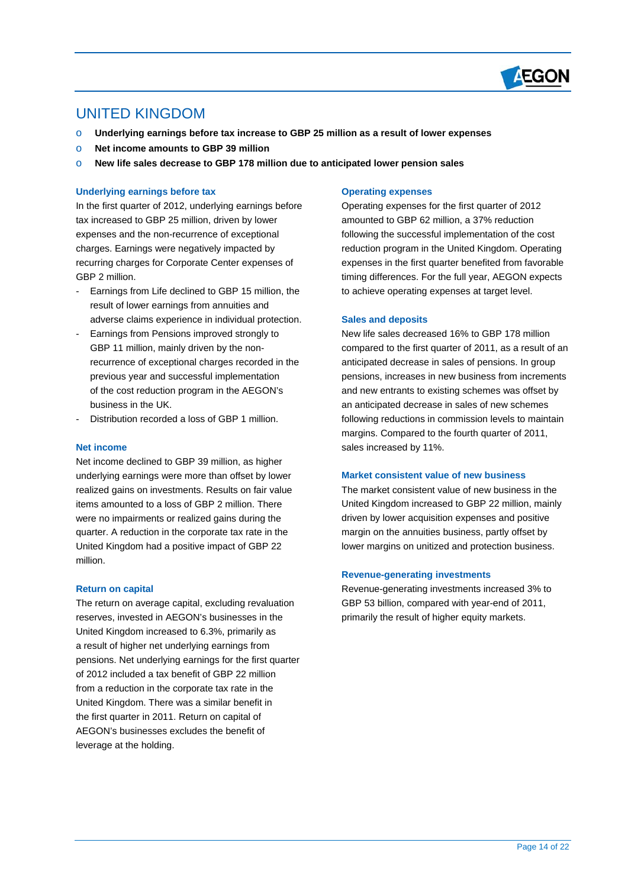# UNITED KINGDOM

- **Underlying earnings before tax increase to GBP 25 million as a result of lower expenses**
- **Net income amounts to GBP 39 million**
- **New life sales decrease to GBP 178 million due to anticipated lower pension sales**

### Underlying earnings before tax

In the first quarter of 2012, underlying earnings before tax increased to GBP 25 million, driven by lower expenses and the non-recurrence of exceptional charges. Earnings were negatively impacted by recurring charges for Corporate Center expenses of GBP 2 million.

- Earnings from Life declined to GBP 15 million, the result of lower earnings from annuities and adverse claims experience in individual protection.
- Earnings from Pensions improved strongly to GBP 11 million, mainly driven by the non-recurrence of exceptional charges recorded in the previous year and successful implementation of the cost reduction program in the AEGON's business in the UK.
- Distribution recorded a loss of GBP 1 million.

### Net income

Net income declined to GBP 39 million, as higher underlying earnings were more than offset by lower realized gains on investments. Results on fair value items amounted to a loss of GBP 2 million. There were no impairments or realized gains during the quarter. A reduction in the corporate tax rate in the United Kingdom had a positive impact of GBP 22 million.

### Return on capital

The return on average capital, excluding revaluation reserves, invested in AEGON's businesses in the United Kingdom increased to 6.3%, primarily as a result of higher net underlying earnings from pensions. Net underlying earnings for the first quarter of 2012 included a tax benefit of GBP 22 million from a reduction in the corporate tax rate in the United Kingdom. There was a similar benefit in the first quarter in 2011. Return on capital of AEGON's businesses excludes the benefit of leverage at the holding.

### Operating expenses

Operating expenses for the first quarter of 2012 amounted to GBP 62 million, a 37% reduction following the successful implementation of the cost reduction program in the United Kingdom. Operating expenses in the first quarter benefited from favorable timing differences. For the full year, AEGON expects to achieve operating expenses at target level.

### Sales and deposits

New life sales decreased 16% to GBP 178 million compared to the first quarter of 2011, as a result of an anticipated decrease in sales of pensions. In group pensions, increases in new business from increments and new entrants to existing schemes was offset by an anticipated decrease in sales of new schemes following reductions in commission levels to maintain margins. Compared to the fourth quarter of 2011, sales increased by 11%.

### Market consistent value of new business

The market consistent value of new business in the United Kingdom increased to GBP 22 million, mainly driven by lower acquisition expenses and positive margin on the annuities business, partly offset by lower margins on unitized and protection business.

### Revenue-generating investments

Revenue-generating investments increased 3% to GBP 53 billion, compared with year-end of 2011, primarily the result of higher equity markets.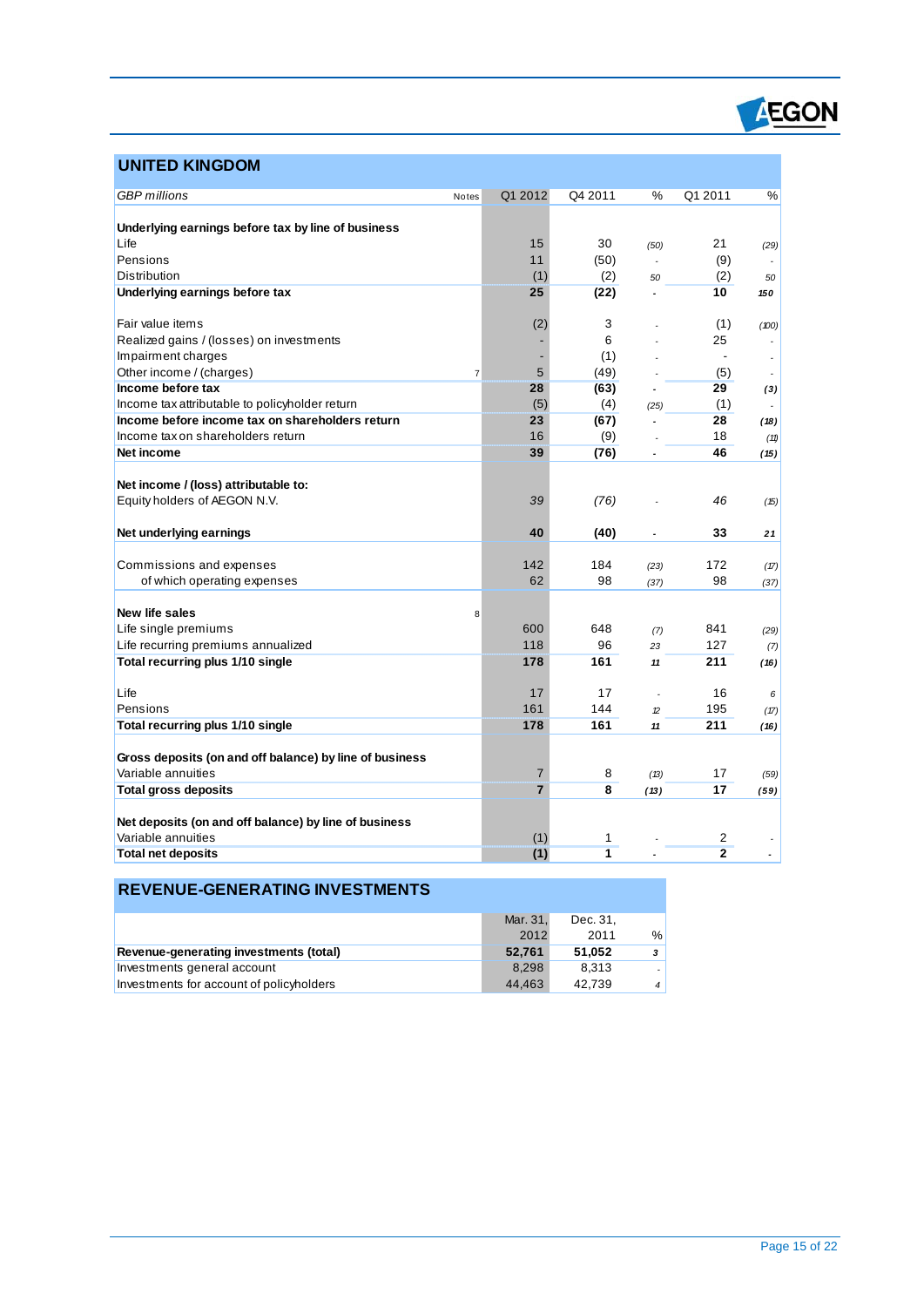## UNITED KINGDOM

| *GBP millions* | Notes | Q1 2012 | Q4 2011 | % | Q1 2011 | % |
|---|---|---|---|---|---|---|
| **Underlying earnings before tax by line of business** | | | | | | |
| Life | | 15 | 30 | *(50)* | 21 | *(29)* |
| Pensions | | 11 | (50) | - | (9) | - |
| Distribution | | (1) | (2) | *50* | (2) | *50* |
| **Underlying earnings before tax** | | **25** | **(22)** | - | **10** | ***150*** |
| | | | | | | |
| Fair value items | | (2) | 3 | - | (1) | *(100)* |
| Realized gains / (losses) on investments | | - | 6 | - | 25 | - |
| Impairment charges | | - | (1) | - | - | - |
| Other income / (charges) | 7 | 5 | (49) | - | (5) | - |
| **Income before tax** | | **28** | **(63)** | - | **29** | ***(3)*** |
| Income tax attributable to policyholder return | | (5) | (4) | *(25)* | (1) | - |
| **Income before income tax on shareholders return** | | **23** | **(67)** | - | **28** | ***(18)*** |
| Income tax on shareholders return | | 16 | (9) | - | 18 | *(11)* |
| **Net income** | | **39** | **(76)** | - | **46** | ***(15)*** |
| | | | | | | |
| **Net income / (loss) attributable to:** | | | | | | |
| Equity holders of AEGON N.V. | | *39* | *(76)* | - | *46* | *(15)* |
| | | | | | | |
| **Net underlying earnings** | | **40** | **(40)** | - | **33** | ***21*** |
| | | | | | | |
| Commissions and expenses | | 142 | 184 | *(23)* | 172 | *(17)* |
| of which operating expenses | | 62 | 98 | *(37)* | 98 | *(37)* |
| | | | | | | |
| **New life sales** | 8 | | | | | |
| Life single premiums | | 600 | 648 | *(7)* | 841 | *(29)* |
| Life recurring premiums annualized | | 118 | 96 | *23* | 127 | *(7)* |
| **Total recurring plus 1/10 single** | | **178** | **161** | ***11*** | **211** | ***(16)*** |
| | | | | | | |
| Life | | 17 | 17 | - | 16 | *6* |
| Pensions | | 161 | 144 | *12* | 195 | *(17)* |
| **Total recurring plus 1/10 single** | | **178** | **161** | ***11*** | **211** | ***(16)*** |
| | | | | | | |
| **Gross deposits (on and off balance) by line of business** | | | | | | |
| Variable annuities | | 7 | 8 | *(13)* | 17 | *(59)* |
| **Total gross deposits** | | **7** | **8** | ***(13)*** | **17** | ***(59)*** |
| | | | | | | |
| **Net deposits (on and off balance) by line of business** | | | | | | |
| Variable annuities | | (1) | 1 | - | 2 | - |
| **Total net deposits** | | **(1)** | **1** | - | **2** | - |

## REVENUE-GENERATING INVESTMENTS

| | Mar. 31, 2012 | Dec. 31, 2011 | % |
|---|---|---|---|
| **Revenue-generating investments (total)** | **52,761** | **51,052** | ***3*** |
| Investments general account | 8,298 | 8,313 | - |
| Investments for account of policyholders | 44,463 | 42,739 | *4* |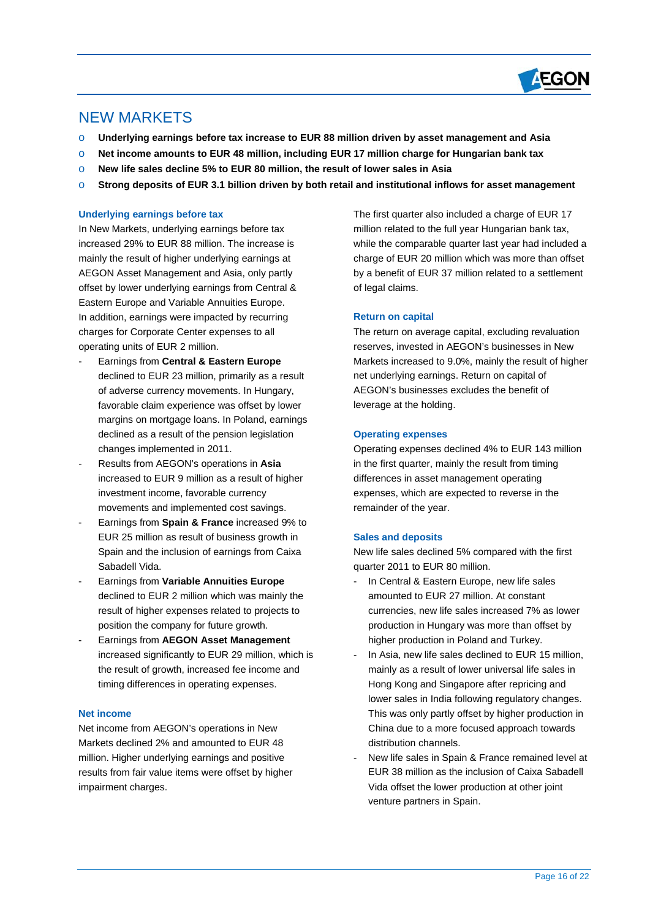# NEW MARKETS

- **Underlying earnings before tax increase to EUR 88 million driven by asset management and Asia**
- **Net income amounts to EUR 48 million, including EUR 17 million charge for Hungarian bank tax**
- **New life sales decline 5% to EUR 80 million, the result of lower sales in Asia**
- **Strong deposits of EUR 3.1 billion driven by both retail and institutional inflows for asset management**

### Underlying earnings before tax

In New Markets, underlying earnings before tax increased 29% to EUR 88 million. The increase is mainly the result of higher underlying earnings at AEGON Asset Management and Asia, only partly offset by lower underlying earnings from Central & Eastern Europe and Variable Annuities Europe. In addition, earnings were impacted by recurring charges for Corporate Center expenses to all operating units of EUR 2 million.

- Earnings from **Central & Eastern Europe** declined to EUR 23 million, primarily as a result of adverse currency movements. In Hungary, favorable claim experience was offset by lower margins on mortgage loans. In Poland, earnings declined as a result of the pension legislation changes implemented in 2011.
- Results from AEGON's operations in **Asia** increased to EUR 9 million as a result of higher investment income, favorable currency movements and implemented cost savings.
- Earnings from **Spain & France** increased 9% to EUR 25 million as result of business growth in Spain and the inclusion of earnings from Caixa Sabadell Vida.
- Earnings from **Variable Annuities Europe** declined to EUR 2 million which was mainly the result of higher expenses related to projects to position the company for future growth.
- Earnings from **AEGON Asset Management** increased significantly to EUR 29 million, which is the result of growth, increased fee income and timing differences in operating expenses.

### Net income

Net income from AEGON's operations in New Markets declined 2% and amounted to EUR 48 million. Higher underlying earnings and positive results from fair value items were offset by higher impairment charges.

The first quarter also included a charge of EUR 17 million related to the full year Hungarian bank tax, while the comparable quarter last year had included a charge of EUR 20 million which was more than offset by a benefit of EUR 37 million related to a settlement of legal claims.

### Return on capital

The return on average capital, excluding revaluation reserves, invested in AEGON's businesses in New Markets increased to 9.0%, mainly the result of higher net underlying earnings. Return on capital of AEGON's businesses excludes the benefit of leverage at the holding.

### Operating expenses

Operating expenses declined 4% to EUR 143 million in the first quarter, mainly the result from timing differences in asset management operating expenses, which are expected to reverse in the remainder of the year.

### Sales and deposits

New life sales declined 5% compared with the first quarter 2011 to EUR 80 million.

- In Central & Eastern Europe, new life sales amounted to EUR 27 million. At constant currencies, new life sales increased 7% as lower production in Hungary was more than offset by higher production in Poland and Turkey.
- In Asia, new life sales declined to EUR 15 million, mainly as a result of lower universal life sales in Hong Kong and Singapore after repricing and lower sales in India following regulatory changes. This was only partly offset by higher production in China due to a more focused approach towards distribution channels.
- New life sales in Spain & France remained level at EUR 38 million as the inclusion of Caixa Sabadell Vida offset the lower production at other joint venture partners in Spain.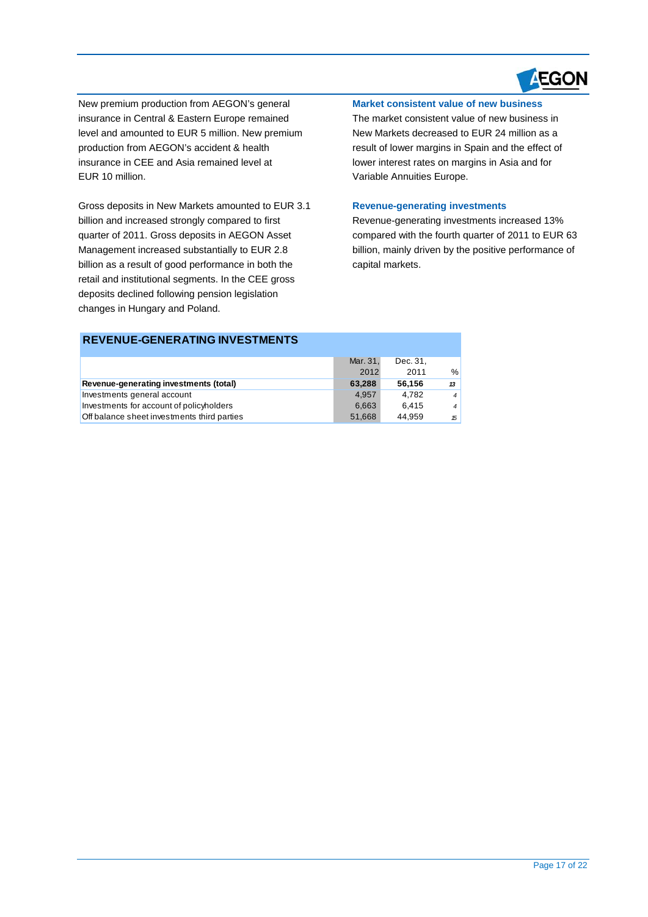New premium production from AEGON's general insurance in Central & Eastern Europe remained level and amounted to EUR 5 million. New premium production from AEGON's accident & health insurance in CEE and Asia remained level at EUR 10 million.

Gross deposits in New Markets amounted to EUR 3.1 billion and increased strongly compared to first quarter of 2011. Gross deposits in AEGON Asset Management increased substantially to EUR 2.8 billion as a result of good performance in both the retail and institutional segments. In the CEE gross deposits declined following pension legislation changes in Hungary and Poland.

### Market consistent value of new business

The market consistent value of new business in New Markets decreased to EUR 24 million as a result of lower margins in Spain and the effect of lower interest rates on margins in Asia and for Variable Annuities Europe.

### Revenue-generating investments

Revenue-generating investments increased 13% compared with the fourth quarter of 2011 to EUR 63 billion, mainly driven by the positive performance of capital markets.

## REVENUE-GENERATING INVESTMENTS

| | Mar. 31, 2012 | Dec. 31, 2011 | % |
|---|---|---|---|
| **Revenue-generating investments (total)** | **63,288** | **56,156** | *13* |
| Investments general account | 4,957 | 4,782 | *4* |
| Investments for account of policyholders | 6,663 | 6,415 | *4* |
| Off balance sheet investments third parties | 51,668 | 44,959 | *15* |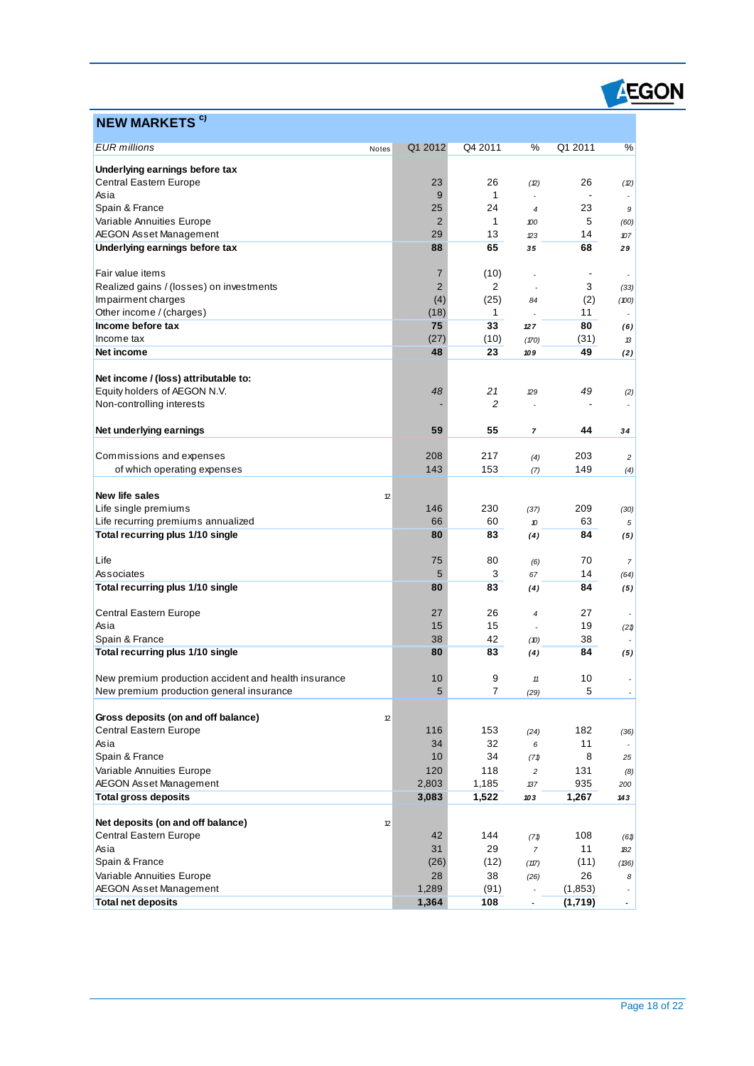## NEW MARKETS [c)]

| EUR millions | Notes | Q1 2012 | Q4 2011 | % | Q1 2011 | % |
|---|---|---|---|---|---|---|
| **Underlying earnings before tax** | | | | | | |
| Central Eastern Europe | | 23 | 26 | (12) | 26 | (12) |
| Asia | | 9 | 1 | - | - | - |
| Spain & France | | 25 | 24 | 4 | 23 | 9 |
| Variable Annuities Europe | | 2 | 1 | 100 | 5 | (60) |
| AEGON Asset Management | | 29 | 13 | 123 | 14 | 107 |
| **Underlying earnings before tax** | | **88** | **65** | **35** | **68** | **29** |
| | | | | | | |
| Fair value items | | 7 | (10) | - | - | - |
| Realized gains / (losses) on investments | | 2 | 2 | - | 3 | (33) |
| Impairment charges | | (4) | (25) | 84 | (2) | (100) |
| Other income / (charges) | | (18) | 1 | - | 11 | - |
| **Income before tax** | | **75** | **33** | **127** | **80** | **(6)** |
| Income tax | | (27) | (10) | (170) | (31) | 13 |
| **Net income** | | **48** | **23** | **109** | **49** | **(2)** |
| | | | | | | |
| **Net income / (loss) attributable to:** | | | | | | |
| Equity holders of AEGON N.V. | | *48* | *21* | *129* | *49* | *(2)* |
| Non-controlling interests | | - | *2* | - | - | - |
| | | | | | | |
| **Net underlying earnings** | | **59** | **55** | **7** | **44** | **34** |
| | | | | | | |
| Commissions and expenses | | 208 | 217 | (4) | 203 | 2 |
| of which operating expenses | | 143 | 153 | (7) | 149 | (4) |
| | | | | | | |
| **New life sales** | 12 | | | | | |
| Life single premiums | | 146 | 230 | (37) | 209 | (30) |
| Life recurring premiums annualized | | 66 | 60 | 10 | 63 | 5 |
| **Total recurring plus 1/10 single** | | **80** | **83** | **(4)** | **84** | **(5)** |
| | | | | | | |
| Life | | 75 | 80 | (6) | 70 | 7 |
| Associates | | 5 | 3 | 67 | 14 | (64) |
| **Total recurring plus 1/10 single** | | **80** | **83** | **(4)** | **84** | **(5)** |
| | | | | | | |
| Central Eastern Europe | | 27 | 26 | 4 | 27 | - |
| Asia | | 15 | 15 | - | 19 | (21) |
| Spain & France | | 38 | 42 | (10) | 38 | - |
| **Total recurring plus 1/10 single** | | **80** | **83** | **(4)** | **84** | **(5)** |
| | | | | | | |
| New premium production accident and health insurance | | 10 | 9 | 11 | 10 | - |
| New premium production general insurance | | 5 | 7 | (29) | 5 | - |
| | | | | | | |
| **Gross deposits (on and off balance)** | 12 | | | | | |
| Central Eastern Europe | | 116 | 153 | (24) | 182 | (36) |
| Asia | | 34 | 32 | 6 | 11 | - |
| Spain & France | | 10 | 34 | (71) | 8 | 25 |
| Variable Annuities Europe | | 120 | 118 | 2 | 131 | (8) |
| AEGON Asset Management | | 2,803 | 1,185 | 137 | 935 | 200 |
| **Total gross deposits** | | **3,083** | **1,522** | **103** | **1,267** | **143** |
| | | | | | | |
| **Net deposits (on and off balance)** | 12 | | | | | |
| Central Eastern Europe | | 42 | 144 | (71) | 108 | (61) |
| Asia | | 31 | 29 | 7 | 11 | 182 |
| Spain & France | | (26) | (12) | (117) | (11) | (136) |
| Variable Annuities Europe | | 28 | 38 | (26) | 26 | 8 |
| AEGON Asset Management | | 1,289 | (91) | - | (1,853) | - |
| **Total net deposits** | | **1,364** | **108** | **-** | **(1,719)** | **-** |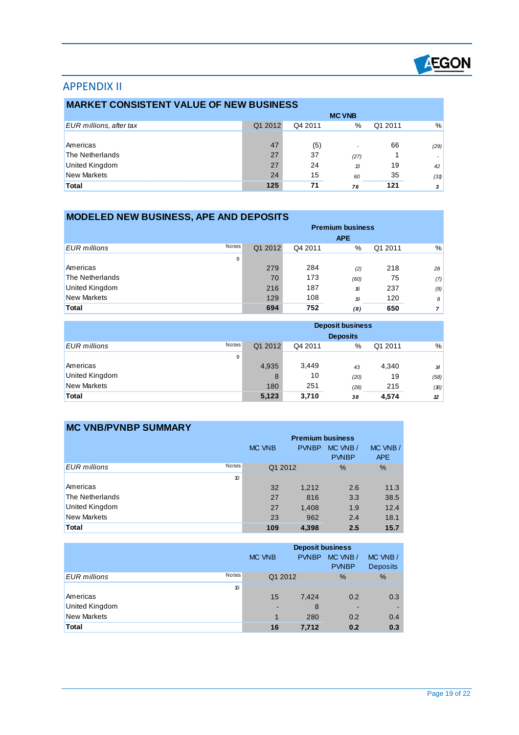# APPENDIX II

## MARKET CONSISTENT VALUE OF NEW BUSINESS

| | | MC VNB | | | |
|---|---|---|---|---|---|
| *EUR millions, after tax* | Q1 2012 | Q4 2011 | % | Q1 2011 | % |
| Americas | 47 | (5) | - | 66 | (29) |
| The Netherlands | 27 | 37 | (27) | 1 | - |
| United Kingdom | 27 | 24 | 13 | 19 | 42 |
| New Markets | 24 | 15 | 60 | 35 | (31) |
| **Total** | **125** | **71** | **76** | **121** | **3** |

## MODELED NEW BUSINESS, APE AND DEPOSITS

| | | | Premium business APE | | | |
|---|---|---|---|---|---|---|
| *EUR millions* | Notes | Q1 2012 | Q4 2011 | % | Q1 2011 | % |
| | 9 | | | | | |
| Americas | | 279 | 284 | (2) | 218 | 28 |
| The Netherlands | | 70 | 173 | (60) | 75 | (7) |
| United Kingdom | | 216 | 187 | 16 | 237 | (9) |
| New Markets | | 129 | 108 | 19 | 120 | 8 |
| **Total** | | **694** | **752** | **(8)** | **650** | **7** |

| | | | Deposit business Deposits | | | |
|---|---|---|---|---|---|---|
| *EUR millions* | Notes | Q1 2012 | Q4 2011 | % | Q1 2011 | % |
| | 9 | | | | | |
| Americas | | 4,935 | 3,449 | 43 | 4,340 | 14 |
| United Kingdom | | 8 | 10 | (20) | 19 | (58) |
| New Markets | | 180 | 251 | (28) | 215 | (16) |
| **Total** | | **5,123** | **3,710** | **38** | **4,574** | **12** |

## MC VNB/PVNBP SUMMARY

| | | Premium business | | | |
|---|---|---|---|---|---|
| | | MC VNB | PVNBP | MC VNB / PVNBP | MC VNB / APE |
| *EUR millions* | Notes | Q1 2012 | | % | % |
| | 10 | | | | |
| Americas | | 32 | 1,212 | 2.6 | 11.3 |
| The Netherlands | | 27 | 816 | 3.3 | 38.5 |
| United Kingdom | | 27 | 1,408 | 1.9 | 12.4 |
| New Markets | | 23 | 962 | 2.4 | 18.1 |
| **Total** | | **109** | **4,398** | **2.5** | **15.7** |

| | | Deposit business | | | |
|---|---|---|---|---|---|
| | | MC VNB | PVNBP | MC VNB / PVNBP | MC VNB / Deposits |
| *EUR millions* | Notes | Q1 2012 | | % | % |
| | 10 | | | | |
| Americas | | 15 | 7,424 | 0.2 | 0.3 |
| United Kingdom | | - | 8 | - | - |
| New Markets | | 1 | 280 | 0.2 | 0.4 |
| **Total** | | **16** | **7,712** | **0.2** | **0.3** |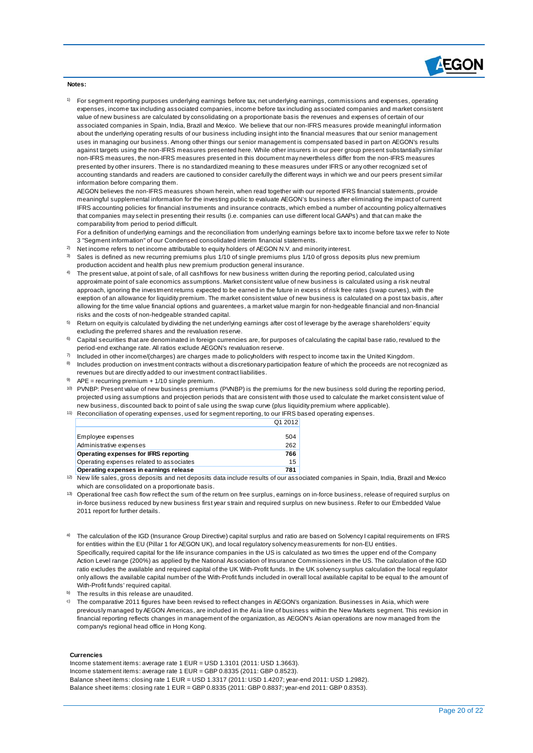**Notes:**

1) For segment reporting purposes underlying earnings before tax, net underlying earnings, commissions and expenses, operating expenses, income tax including associated companies, income before tax including associated companies and market consistent value of new business are calculated by consolidating on a proportionate basis the revenues and expenses of certain of our associated companies in Spain, India, Brazil and Mexico. We believe that our non-IFRS measures provide meaningful information about the underlying operating results of our business including insight into the financial measures that our senior management uses in managing our business. Among other things our senior management is compensated based in part on AEGON's results against targets using the non-IFRS measures presented here. While other insurers in our peer group present substantially similar non-IFRS measures, the non-IFRS measures presented in this document may nevertheless differ from the non-IFRS measures presented by other insurers. There is no standardized meaning to these measures under IFRS or any other recognized set of accounting standards and readers are cautioned to consider carefully the different ways in which we and our peers present similar information before comparing them.
AEGON believes the non-IFRS measures shown herein, when read together with our reported IFRS financial statements, provide meaningful supplemental information for the investing public to evaluate AEGON's business after eliminating the impact of current IFRS accounting policies for financial instruments and insurance contracts, which embed a number of accounting policy alternatives that companies may select in presenting their results (i.e. companies can use different local GAAPs) and that can make the comparability from period to period difficult.
For a definition of underlying earnings and the reconciliation from underlying earnings before tax to income before tax we refer to Note 3 "Segment information" of our Condensed consolidated interim financial statements.

2) Net income refers to net income attributable to equity holders of AEGON N.V. and minority interest.

3) Sales is defined as new recurring premiums plus 1/10 of single premiums plus 1/10 of gross deposits plus new premium production accident and health plus new premium production general insurance.

4) The present value, at point of sale, of all cashflows for new business written during the reporting period, calculated using approximate point of sale economics assumptions. Market consistent value of new business is calculated using a risk neutral approach, ignoring the investment returns expected to be earned in the future in excess of risk free rates (swap curves), with the exeption of an allowance for liquidity premium. The market consistent value of new business is calculated on a post tax basis, after allowing for the time value financial options and guarentees, a market value margin for non-hedgeable financial and non-financial risks and the costs of non-hedgeable stranded capital.

5) Return on equity is calculated by dividing the net underlying earnings after cost of leverage by the average shareholders' equity excluding the preferred shares and the revaluation reserve.

6) Capital securities that are denominated in foreign currencies are, for purposes of calculating the capital base ratio, revalued to the period-end exchange rate. All ratios exclude AEGON's revaluation reserve.

7) Included in other income/(charges) are charges made to policyholders with respect to income tax in the United Kingdom.

8) Includes production on investment contracts without a discretionary participation feature of which the proceeds are not recognized as revenues but are directly added to our investment contract liabilities.

9) APE = recurring premium + 1/10 single premium.

10) PVNBP: Present value of new business premiums (PVNBP) is the premiums for the new business sold during the reporting period, projected using assumptions and projection periods that are consistent with those used to calculate the market consistent value of new business, discounted back to point of sale using the swap curve (plus liquidity premium where applicable).

11) Reconciliation of operating expenses, used for segment reporting, to our IFRS based operating expenses.

| | Q1 2012 |
|---|---|
| Employee expenses | 504 |
| Administrative expenses | 262 |
| **Operating expenses for IFRS reporting** | **766** |
| Operating expenses related to associates | 15 |
| **Operating expenses in earnings release** | **781** |

12) New life sales, gross deposits and net deposits data include results of our associated companies in Spain, India, Brazil and Mexico which are consolidated on a proportionate basis.

13) Operational free cash flow reflect the sum of the return on free surplus, earnings on in-force business, release of required surplus on in-force business reduced by new business first year strain and required surplus on new business. Refer to our Embedded Value 2011 report for further details.

a) The calculation of the IGD (Insurance Group Directive) capital surplus and ratio are based on Solvency I capital requirements on IFRS for entities within the EU (Pillar 1 for AEGON UK), and local regulatory solvency measurements for non-EU entities. Specifically, required capital for the life insurance companies in the US is calculated as two times the upper end of the Company Action Level range (200%) as applied by the National Association of Insurance Commissioners in the US. The calculation of the IGD ratio excludes the available and required capital of the UK With-Profit funds. In the UK solvency surplus calculation the local regulator only allows the available capital number of the With-Profit funds included in overall local available capital to be equal to the amount of With-Profit funds' required capital.

b) The results in this release are unaudited.

c) The comparative 2011 figures have been revised to reflect changes in AEGON's organization. Businesses in Asia, which were previously managed by AEGON Americas, are included in the Asia line of business within the New Markets segment. This revision in financial reporting reflects changes in management of the organization, as AEGON's Asian operations are now managed from the company's regional head office in Hong Kong.

**Currencies**

Income statement items: average rate 1 EUR = USD 1.3101 (2011: USD 1.3663).
Income statement items: average rate 1 EUR = GBP 0.8335 (2011: GBP 0.8523).
Balance sheet items: closing rate 1 EUR = USD 1.3317 (2011: USD 1.4207; year-end 2011: USD 1.2982).
Balance sheet items: closing rate 1 EUR = GBP 0.8335 (2011: GBP 0.8837; year-end 2011: GBP 0.8353).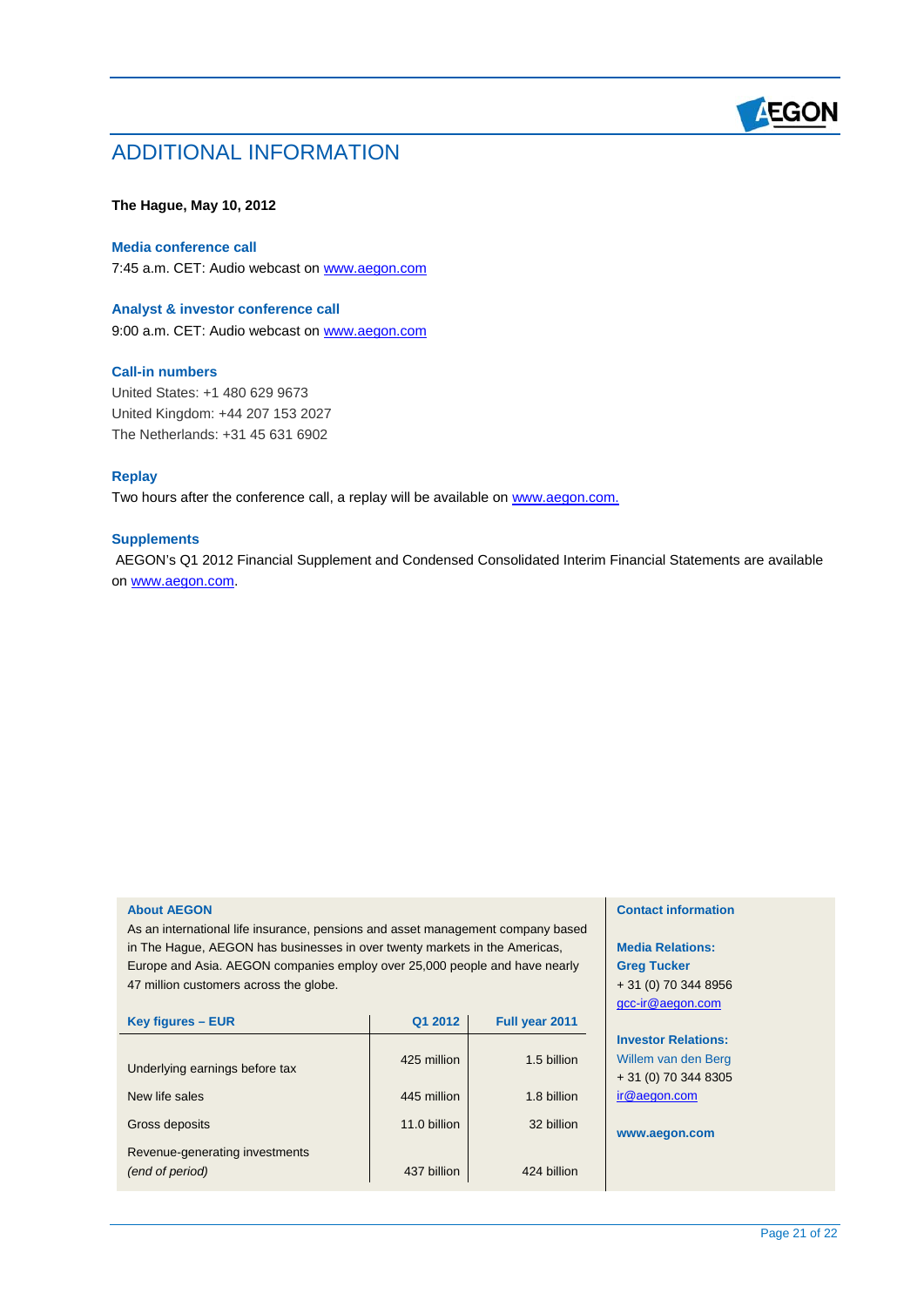# ADDITIONAL INFORMATION

**The Hague, May 10, 2012**

### Media conference call

7:45 a.m. CET: Audio webcast on www.aegon.com

### Analyst & investor conference call

9:00 a.m. CET: Audio webcast on www.aegon.com

### Call-in numbers

United States: +1 480 629 9673
United Kingdom: +44 207 153 2027
The Netherlands: +31 45 631 6902

### Replay

Two hours after the conference call, a replay will be available on www.aegon.com.

### Supplements

AEGON's Q1 2012 Financial Supplement and Condensed Consolidated Interim Financial Statements are available on www.aegon.com.

**About AEGON**

As an international life insurance, pensions and asset management company based in The Hague, AEGON has businesses in over twenty markets in the Americas, Europe and Asia. AEGON companies employ over 25,000 people and have nearly 47 million customers across the globe.

| Key figures – EUR | Q1 2012 | Full year 2011 |
|---|---|---|
| Underlying earnings before tax | 425 million | 1.5 billion |
| New life sales | 445 million | 1.8 billion |
| Gross deposits | 11.0 billion | 32 billion |
| Revenue-generating investments *(end of period)* | 437 billion | 424 billion |

**Contact information**

**Media Relations:**
**Greg Tucker**
+ 31 (0) 70 344 8956
gcc-ir@aegon.com

**Investor Relations:**
Willem van den Berg
+ 31 (0) 70 344 8305
ir@aegon.com

**www.aegon.com**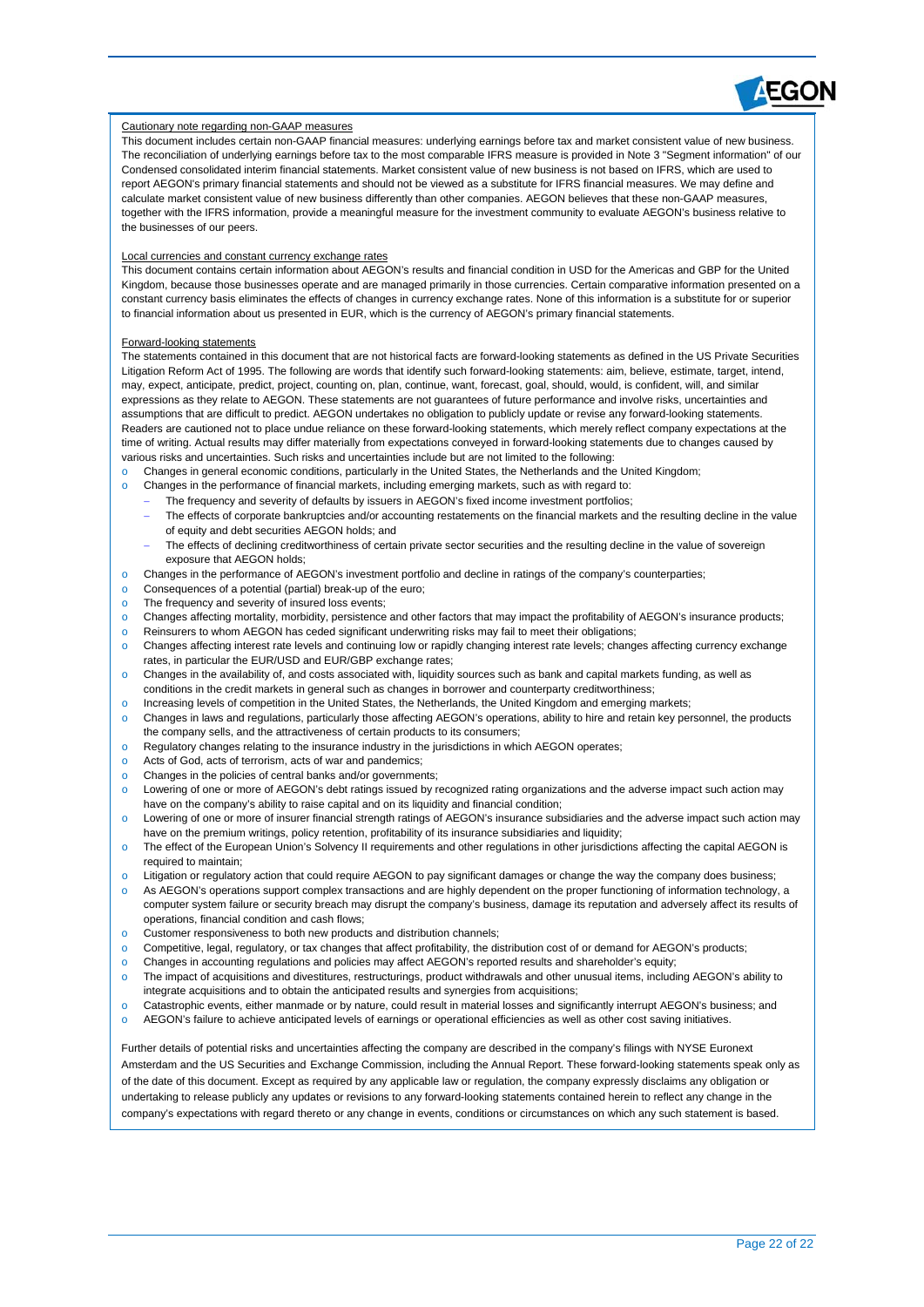Cautionary note regarding non-GAAP measures

This document includes certain non-GAAP financial measures: underlying earnings before tax and market consistent value of new business. The reconciliation of underlying earnings before tax to the most comparable IFRS measure is provided in Note 3 "Segment information" of our Condensed consolidated interim financial statements. Market consistent value of new business is not based on IFRS, which are used to report AEGON's primary financial statements and should not be viewed as a substitute for IFRS financial measures. We may define and calculate market consistent value of new business differently than other companies. AEGON believes that these non-GAAP measures, together with the IFRS information, provide a meaningful measure for the investment community to evaluate AEGON's business relative to the businesses of our peers.

Local currencies and constant currency exchange rates

This document contains certain information about AEGON's results and financial condition in USD for the Americas and GBP for the United Kingdom, because those businesses operate and are managed primarily in those currencies. Certain comparative information presented on a constant currency basis eliminates the effects of changes in currency exchange rates. None of this information is a substitute for or superior to financial information about us presented in EUR, which is the currency of AEGON's primary financial statements.

Forward-looking statements

The statements contained in this document that are not historical facts are forward-looking statements as defined in the US Private Securities Litigation Reform Act of 1995. The following are words that identify such forward-looking statements: aim, believe, estimate, target, intend, may, expect, anticipate, predict, project, counting on, plan, continue, want, forecast, goal, should, would, is confident, will, and similar expressions as they relate to AEGON. These statements are not guarantees of future performance and involve risks, uncertainties and assumptions that are difficult to predict. AEGON undertakes no obligation to publicly update or revise any forward-looking statements. Readers are cautioned not to place undue reliance on these forward-looking statements, which merely reflect company expectations at the time of writing. Actual results may differ materially from expectations conveyed in forward-looking statements due to changes caused by various risks and uncertainties. Such risks and uncertainties include but are not limited to the following:

- Changes in general economic conditions, particularly in the United States, the Netherlands and the United Kingdom;
- Changes in the performance of financial markets, including emerging markets, such as with regard to:
  - The frequency and severity of defaults by issuers in AEGON's fixed income investment portfolios;
  - The effects of corporate bankruptcies and/or accounting restatements on the financial markets and the resulting decline in the value of equity and debt securities AEGON holds; and
  - The effects of declining creditworthiness of certain private sector securities and the resulting decline in the value of sovereign exposure that AEGON holds;
- Changes in the performance of AEGON's investment portfolio and decline in ratings of the company's counterparties;
- Consequences of a potential (partial) break-up of the euro;
- The frequency and severity of insured loss events;
- Changes affecting mortality, morbidity, persistence and other factors that may impact the profitability of AEGON's insurance products;
- Reinsurers to whom AEGON has ceded significant underwriting risks may fail to meet their obligations;
- Changes affecting interest rate levels and continuing low or rapidly changing interest rate levels; changes affecting currency exchange rates, in particular the EUR/USD and EUR/GBP exchange rates;
- Changes in the availability of, and costs associated with, liquidity sources such as bank and capital markets funding, as well as conditions in the credit markets in general such as changes in borrower and counterparty creditworthiness;
- Increasing levels of competition in the United States, the Netherlands, the United Kingdom and emerging markets;
- Changes in laws and regulations, particularly those affecting AEGON's operations, ability to hire and retain key personnel, the products the company sells, and the attractiveness of certain products to its consumers;
- Regulatory changes relating to the insurance industry in the jurisdictions in which AEGON operates;
- Acts of God, acts of terrorism, acts of war and pandemics;
- Changes in the policies of central banks and/or governments;
- Lowering of one or more of AEGON's debt ratings issued by recognized rating organizations and the adverse impact such action may have on the company's ability to raise capital and on its liquidity and financial condition;
- Lowering of one or more of insurer financial strength ratings of AEGON's insurance subsidiaries and the adverse impact such action may have on the premium writings, policy retention, profitability of its insurance subsidiaries and liquidity;
- The effect of the European Union's Solvency II requirements and other regulations in other jurisdictions affecting the capital AEGON is required to maintain;
- Litigation or regulatory action that could require AEGON to pay significant damages or change the way the company does business;
- As AEGON's operations support complex transactions and are highly dependent on the proper functioning of information technology, a computer system failure or security breach may disrupt the company's business, damage its reputation and adversely affect its results of operations, financial condition and cash flows;
- Customer responsiveness to both new products and distribution channels;
- Competitive, legal, regulatory, or tax changes that affect profitability, the distribution cost of or demand for AEGON's products;
- Changes in accounting regulations and policies may affect AEGON's reported results and shareholder's equity;
- The impact of acquisitions and divestitures, restructurings, product withdrawals and other unusual items, including AEGON's ability to integrate acquisitions and to obtain the anticipated results and synergies from acquisitions;
- Catastrophic events, either manmade or by nature, could result in material losses and significantly interrupt AEGON's business; and
- AEGON's failure to achieve anticipated levels of earnings or operational efficiencies as well as other cost saving initiatives.

Further details of potential risks and uncertainties affecting the company are described in the company's filings with NYSE Euronext Amsterdam and the US Securities and Exchange Commission, including the Annual Report. These forward-looking statements speak only as of the date of this document. Except as required by any applicable law or regulation, the company expressly disclaims any obligation or undertaking to release publicly any updates or revisions to any forward-looking statements contained herein to reflect any change in the company's expectations with regard thereto or any change in events, conditions or circumstances on which any such statement is based.